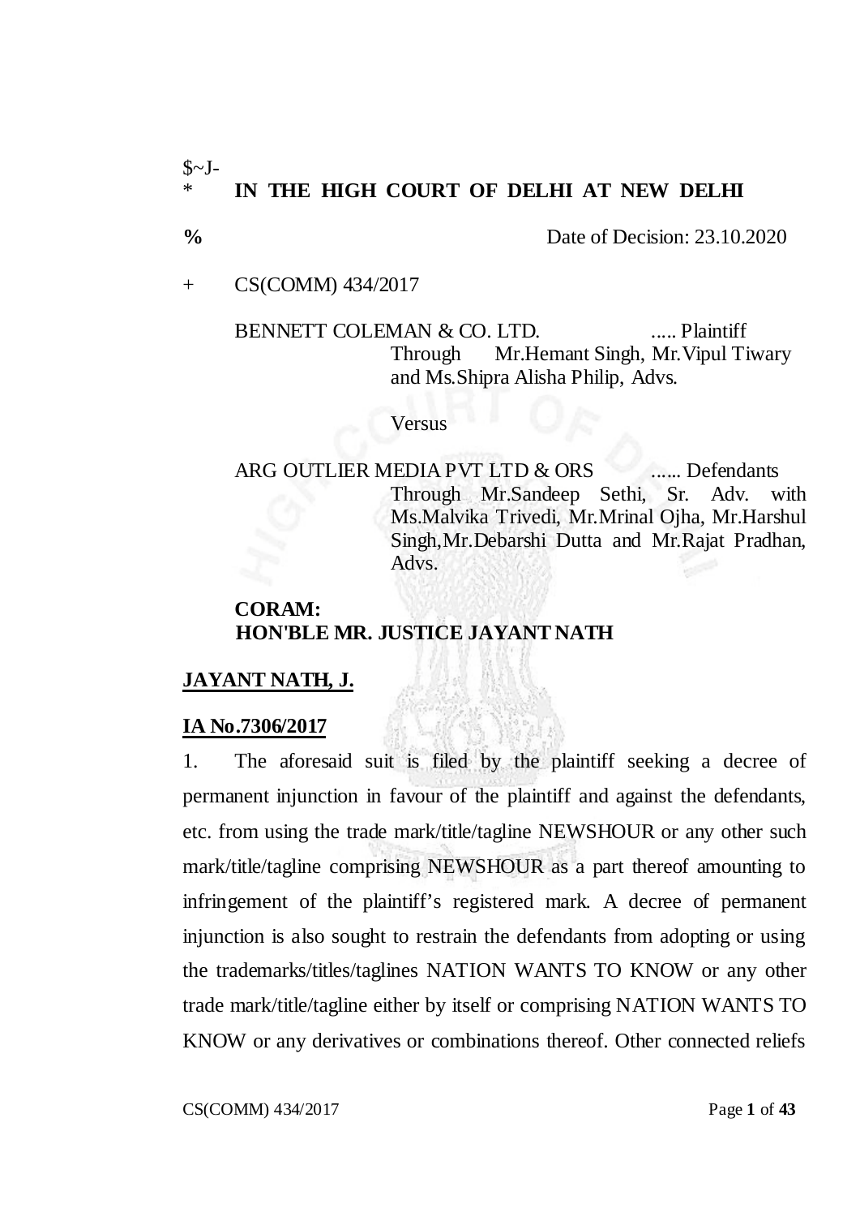$~J-

\* **IN THE HIGH COURT OF DELHI AT NEW DELHI**

% Date of Decision: 23.10.2020

+ CS(COMM) 434/2017

BENNETT COLEMAN & CO. LTD. ..... Plaintiff
Through Mr.Hemant Singh, Mr.Vipul Tiwary and Ms.Shipra Alisha Philip, Advs.

Versus

ARG OUTLIER MEDIA PVT LTD & ORS ...... Defendants
Through Mr.Sandeep Sethi, Sr. Adv. with Ms.Malvika Trivedi, Mr.Mrinal Ojha, Mr.Harshul Singh,Mr.Debarshi Dutta and Mr.Rajat Pradhan, Advs.

**CORAM:**
**HON'BLE MR. JUSTICE JAYANT NATH**

**JAYANT NATH, J.**

**IA No.7306/2017**

1. The aforesaid suit is filed by the plaintiff seeking a decree of permanent injunction in favour of the plaintiff and against the defendants, etc. from using the trade mark/title/tagline NEWSHOUR or any other such mark/title/tagline comprising NEWSHOUR as a part thereof amounting to infringement of the plaintiff's registered mark. A decree of permanent injunction is also sought to restrain the defendants from adopting or using the trademarks/titles/taglines NATION WANTS TO KNOW or any other trade mark/title/tagline either by itself or comprising NATION WANTS TO KNOW or any derivatives or combinations thereof. Other connected reliefs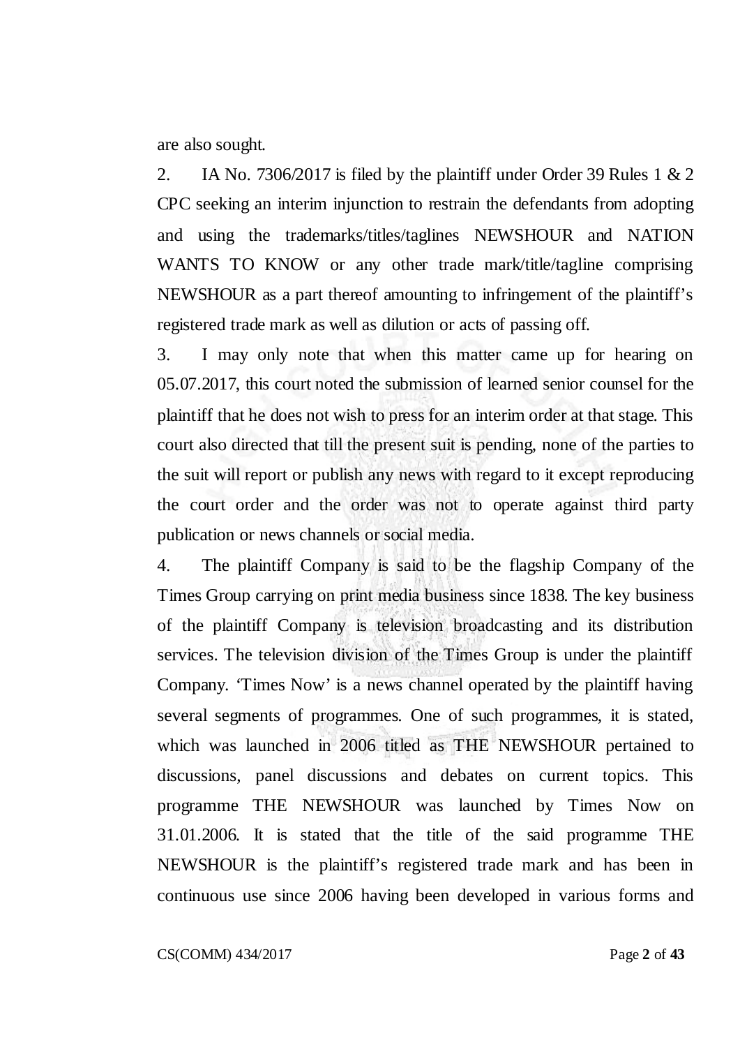are also sought.

2. IA No. 7306/2017 is filed by the plaintiff under Order 39 Rules 1 & 2 CPC seeking an interim injunction to restrain the defendants from adopting and using the trademarks/titles/taglines NEWSHOUR and NATION WANTS TO KNOW or any other trade mark/title/tagline comprising NEWSHOUR as a part thereof amounting to infringement of the plaintiff's registered trade mark as well as dilution or acts of passing off.

3. I may only note that when this matter came up for hearing on 05.07.2017, this court noted the submission of learned senior counsel for the plaintiff that he does not wish to press for an interim order at that stage. This court also directed that till the present suit is pending, none of the parties to the suit will report or publish any news with regard to it except reproducing the court order and the order was not to operate against third party publication or news channels or social media.

4. The plaintiff Company is said to be the flagship Company of the Times Group carrying on print media business since 1838. The key business of the plaintiff Company is television broadcasting and its distribution services. The television division of the Times Group is under the plaintiff Company. 'Times Now' is a news channel operated by the plaintiff having several segments of programmes. One of such programmes, it is stated, which was launched in 2006 titled as THE NEWSHOUR pertained to discussions, panel discussions and debates on current topics. This programme THE NEWSHOUR was launched by Times Now on 31.01.2006. It is stated that the title of the said programme THE NEWSHOUR is the plaintiff's registered trade mark and has been in continuous use since 2006 having been developed in various forms and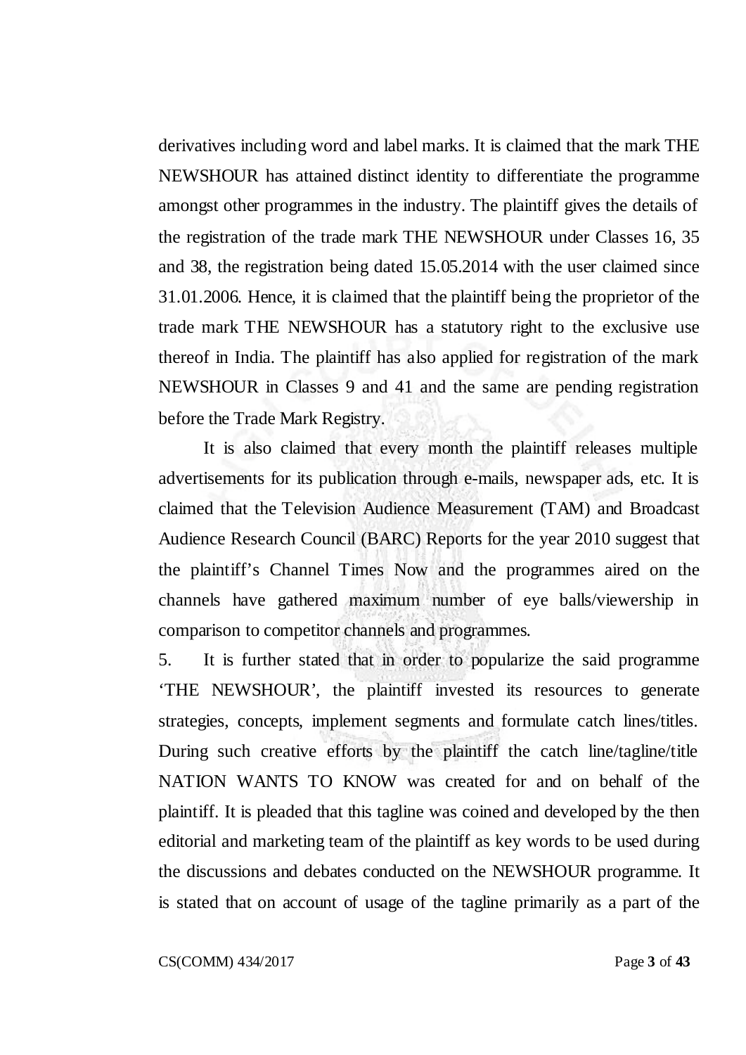derivatives including word and label marks. It is claimed that the mark THE NEWSHOUR has attained distinct identity to differentiate the programme amongst other programmes in the industry. The plaintiff gives the details of the registration of the trade mark THE NEWSHOUR under Classes 16, 35 and 38, the registration being dated 15.05.2014 with the user claimed since 31.01.2006. Hence, it is claimed that the plaintiff being the proprietor of the trade mark THE NEWSHOUR has a statutory right to the exclusive use thereof in India. The plaintiff has also applied for registration of the mark NEWSHOUR in Classes 9 and 41 and the same are pending registration before the Trade Mark Registry.

It is also claimed that every month the plaintiff releases multiple advertisements for its publication through e-mails, newspaper ads, etc. It is claimed that the Television Audience Measurement (TAM) and Broadcast Audience Research Council (BARC) Reports for the year 2010 suggest that the plaintiff's Channel Times Now and the programmes aired on the channels have gathered maximum number of eye balls/viewership in comparison to competitor channels and programmes.

5. It is further stated that in order to popularize the said programme 'THE NEWSHOUR', the plaintiff invested its resources to generate strategies, concepts, implement segments and formulate catch lines/titles. During such creative efforts by the plaintiff the catch line/tagline/title NATION WANTS TO KNOW was created for and on behalf of the plaintiff. It is pleaded that this tagline was coined and developed by the then editorial and marketing team of the plaintiff as key words to be used during the discussions and debates conducted on the NEWSHOUR programme. It is stated that on account of usage of the tagline primarily as a part of the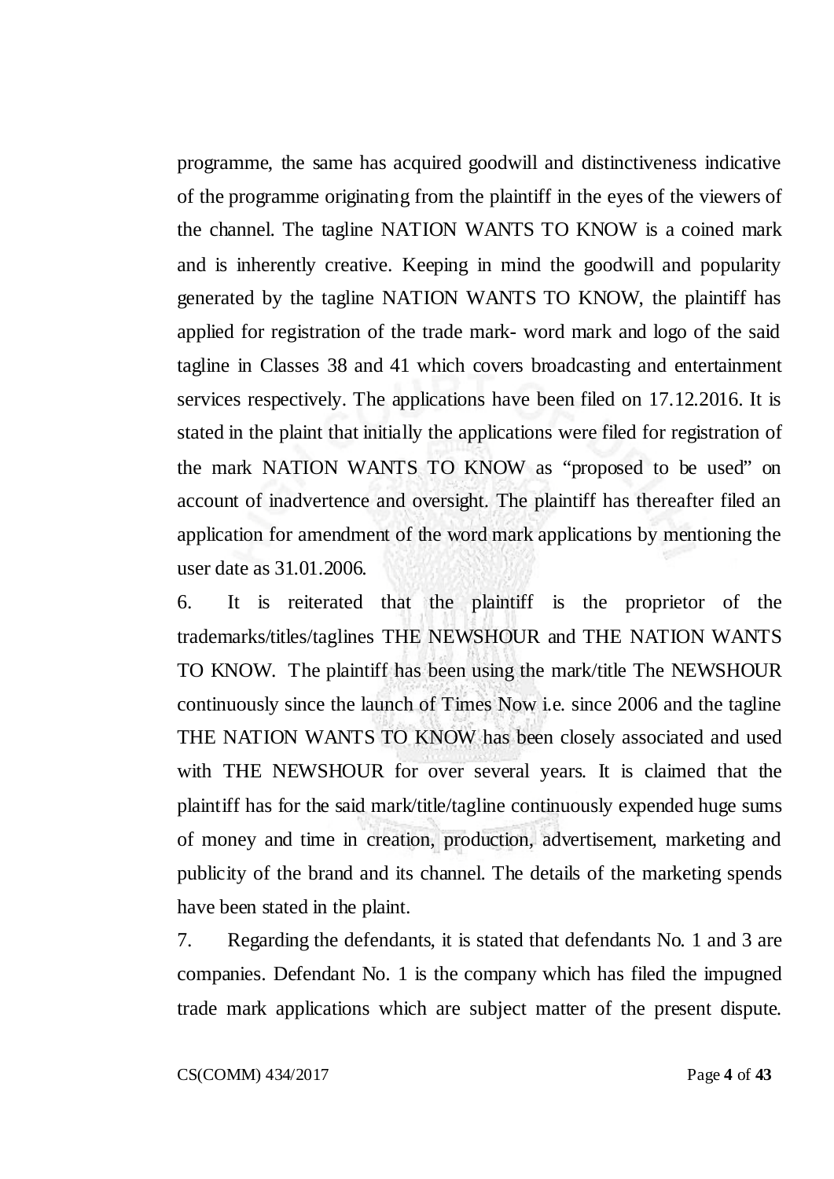programme, the same has acquired goodwill and distinctiveness indicative of the programme originating from the plaintiff in the eyes of the viewers of the channel. The tagline NATION WANTS TO KNOW is a coined mark and is inherently creative. Keeping in mind the goodwill and popularity generated by the tagline NATION WANTS TO KNOW, the plaintiff has applied for registration of the trade mark- word mark and logo of the said tagline in Classes 38 and 41 which covers broadcasting and entertainment services respectively. The applications have been filed on 17.12.2016. It is stated in the plaint that initially the applications were filed for registration of the mark NATION WANTS TO KNOW as "proposed to be used" on account of inadvertence and oversight. The plaintiff has thereafter filed an application for amendment of the word mark applications by mentioning the user date as 31.01.2006.

6. It is reiterated that the plaintiff is the proprietor of the trademarks/titles/taglines THE NEWSHOUR and THE NATION WANTS TO KNOW. The plaintiff has been using the mark/title The NEWSHOUR continuously since the launch of Times Now i.e. since 2006 and the tagline THE NATION WANTS TO KNOW has been closely associated and used with THE NEWSHOUR for over several years. It is claimed that the plaintiff has for the said mark/title/tagline continuously expended huge sums of money and time in creation, production, advertisement, marketing and publicity of the brand and its channel. The details of the marketing spends have been stated in the plaint.

7. Regarding the defendants, it is stated that defendants No. 1 and 3 are companies. Defendant No. 1 is the company which has filed the impugned trade mark applications which are subject matter of the present dispute.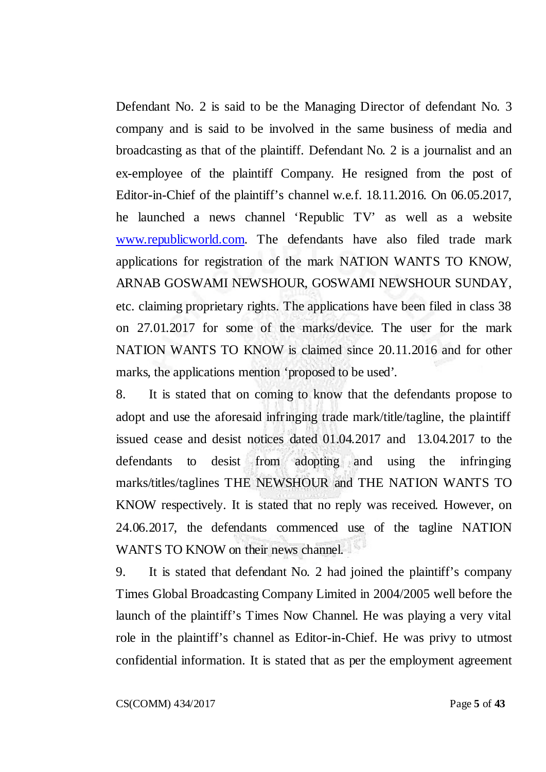Defendant No. 2 is said to be the Managing Director of defendant No. 3 company and is said to be involved in the same business of media and broadcasting as that of the plaintiff. Defendant No. 2 is a journalist and an ex-employee of the plaintiff Company. He resigned from the post of Editor-in-Chief of the plaintiff's channel w.e.f. 18.11.2016. On 06.05.2017, he launched a news channel 'Republic TV' as well as a website www.republicworld.com. The defendants have also filed trade mark applications for registration of the mark NATION WANTS TO KNOW, ARNAB GOSWAMI NEWSHOUR, GOSWAMI NEWSHOUR SUNDAY, etc. claiming proprietary rights. The applications have been filed in class 38 on 27.01.2017 for some of the marks/device. The user for the mark NATION WANTS TO KNOW is claimed since 20.11.2016 and for other marks, the applications mention 'proposed to be used'.

8. It is stated that on coming to know that the defendants propose to adopt and use the aforesaid infringing trade mark/title/tagline, the plaintiff issued cease and desist notices dated 01.04.2017 and 13.04.2017 to the defendants to desist from adopting and using the infringing marks/titles/taglines THE NEWSHOUR and THE NATION WANTS TO KNOW respectively. It is stated that no reply was received. However, on 24.06.2017, the defendants commenced use of the tagline NATION WANTS TO KNOW on their news channel.

9. It is stated that defendant No. 2 had joined the plaintiff's company Times Global Broadcasting Company Limited in 2004/2005 well before the launch of the plaintiff's Times Now Channel. He was playing a very vital role in the plaintiff's channel as Editor-in-Chief. He was privy to utmost confidential information. It is stated that as per the employment agreement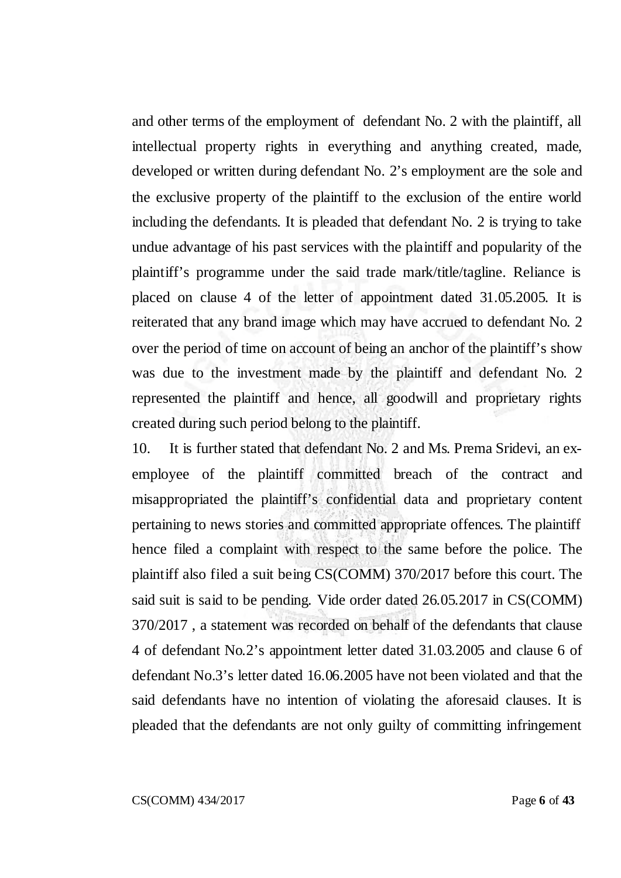and other terms of the employment of defendant No. 2 with the plaintiff, all intellectual property rights in everything and anything created, made, developed or written during defendant No. 2's employment are the sole and the exclusive property of the plaintiff to the exclusion of the entire world including the defendants. It is pleaded that defendant No. 2 is trying to take undue advantage of his past services with the plaintiff and popularity of the plaintiff's programme under the said trade mark/title/tagline. Reliance is placed on clause 4 of the letter of appointment dated 31.05.2005. It is reiterated that any brand image which may have accrued to defendant No. 2 over the period of time on account of being an anchor of the plaintiff's show was due to the investment made by the plaintiff and defendant No. 2 represented the plaintiff and hence, all goodwill and proprietary rights created during such period belong to the plaintiff.

10. It is further stated that defendant No. 2 and Ms. Prema Sridevi, an ex-employee of the plaintiff committed breach of the contract and misappropriated the plaintiff's confidential data and proprietary content pertaining to news stories and committed appropriate offences. The plaintiff hence filed a complaint with respect to the same before the police. The plaintiff also filed a suit being CS(COMM) 370/2017 before this court. The said suit is said to be pending. Vide order dated 26.05.2017 in CS(COMM) 370/2017 , a statement was recorded on behalf of the defendants that clause 4 of defendant No.2's appointment letter dated 31.03.2005 and clause 6 of defendant No.3's letter dated 16.06.2005 have not been violated and that the said defendants have no intention of violating the aforesaid clauses. It is pleaded that the defendants are not only guilty of committing infringement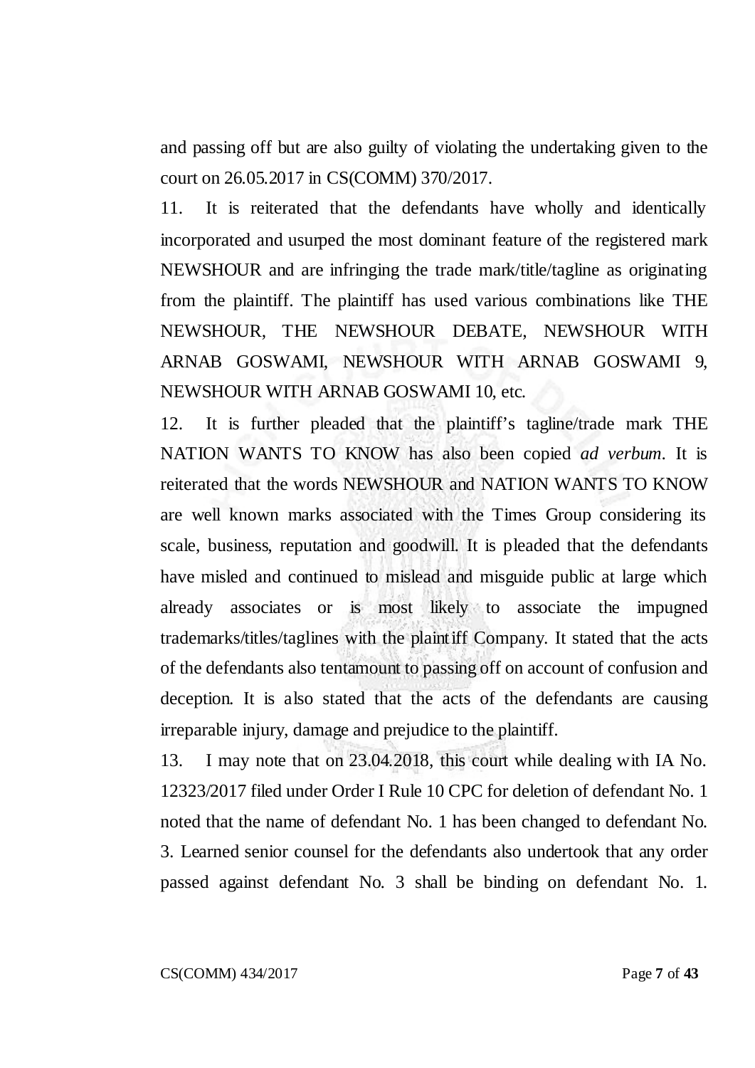and passing off but are also guilty of violating the undertaking given to the court on 26.05.2017 in CS(COMM) 370/2017.

11. It is reiterated that the defendants have wholly and identically incorporated and usurped the most dominant feature of the registered mark NEWSHOUR and are infringing the trade mark/title/tagline as originating from the plaintiff. The plaintiff has used various combinations like THE NEWSHOUR, THE NEWSHOUR DEBATE, NEWSHOUR WITH ARNAB GOSWAMI, NEWSHOUR WITH ARNAB GOSWAMI 9, NEWSHOUR WITH ARNAB GOSWAMI 10, etc.

12. It is further pleaded that the plaintiff's tagline/trade mark THE NATION WANTS TO KNOW has also been copied *ad verbum*. It is reiterated that the words NEWSHOUR and NATION WANTS TO KNOW are well known marks associated with the Times Group considering its scale, business, reputation and goodwill. It is pleaded that the defendants have misled and continued to mislead and misguide public at large which already associates or is most likely to associate the impugned trademarks/titles/taglines with the plaintiff Company. It stated that the acts of the defendants also tentamount to passing off on account of confusion and deception. It is also stated that the acts of the defendants are causing irreparable injury, damage and prejudice to the plaintiff.

13. I may note that on 23.04.2018, this court while dealing with IA No. 12323/2017 filed under Order I Rule 10 CPC for deletion of defendant No. 1 noted that the name of defendant No. 1 has been changed to defendant No. 3. Learned senior counsel for the defendants also undertook that any order passed against defendant No. 3 shall be binding on defendant No. 1.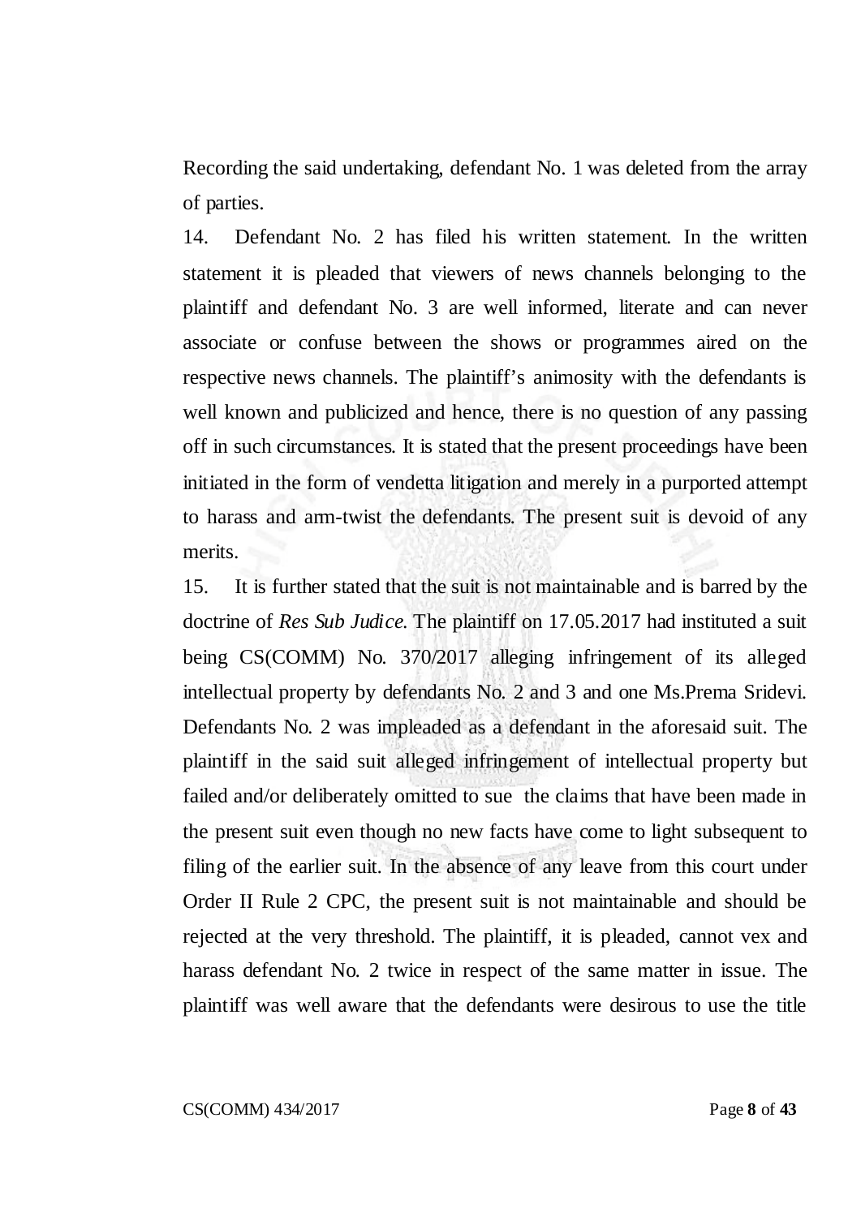Recording the said undertaking, defendant No. 1 was deleted from the array of parties.

14. Defendant No. 2 has filed his written statement. In the written statement it is pleaded that viewers of news channels belonging to the plaintiff and defendant No. 3 are well informed, literate and can never associate or confuse between the shows or programmes aired on the respective news channels. The plaintiff's animosity with the defendants is well known and publicized and hence, there is no question of any passing off in such circumstances. It is stated that the present proceedings have been initiated in the form of vendetta litigation and merely in a purported attempt to harass and arm-twist the defendants. The present suit is devoid of any merits.

15. It is further stated that the suit is not maintainable and is barred by the doctrine of *Res Sub Judice.* The plaintiff on 17.05.2017 had instituted a suit being CS(COMM) No. 370/2017 alleging infringement of its alleged intellectual property by defendants No. 2 and 3 and one Ms.Prema Sridevi. Defendants No. 2 was impleaded as a defendant in the aforesaid suit. The plaintiff in the said suit alleged infringement of intellectual property but failed and/or deliberately omitted to sue the claims that have been made in the present suit even though no new facts have come to light subsequent to filing of the earlier suit. In the absence of any leave from this court under Order II Rule 2 CPC, the present suit is not maintainable and should be rejected at the very threshold. The plaintiff, it is pleaded, cannot vex and harass defendant No. 2 twice in respect of the same matter in issue. The plaintiff was well aware that the defendants were desirous to use the title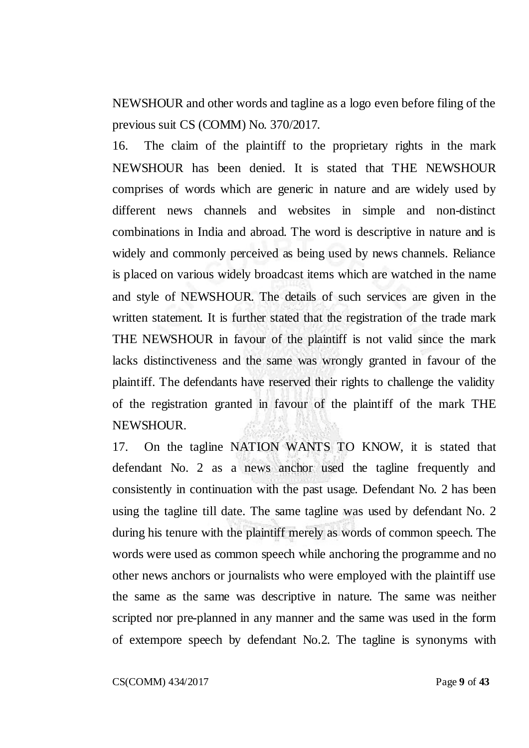NEWSHOUR and other words and tagline as a logo even before filing of the previous suit CS (COMM) No. 370/2017.

16. The claim of the plaintiff to the proprietary rights in the mark NEWSHOUR has been denied. It is stated that THE NEWSHOUR comprises of words which are generic in nature and are widely used by different news channels and websites in simple and non-distinct combinations in India and abroad. The word is descriptive in nature and is widely and commonly perceived as being used by news channels. Reliance is placed on various widely broadcast items which are watched in the name and style of NEWSHOUR. The details of such services are given in the written statement. It is further stated that the registration of the trade mark THE NEWSHOUR in favour of the plaintiff is not valid since the mark lacks distinctiveness and the same was wrongly granted in favour of the plaintiff. The defendants have reserved their rights to challenge the validity of the registration granted in favour of the plaintiff of the mark THE NEWSHOUR.

17. On the tagline NATION WANTS TO KNOW, it is stated that defendant No. 2 as a news anchor used the tagline frequently and consistently in continuation with the past usage. Defendant No. 2 has been using the tagline till date. The same tagline was used by defendant No. 2 during his tenure with the plaintiff merely as words of common speech. The words were used as common speech while anchoring the programme and no other news anchors or journalists who were employed with the plaintiff use the same as the same was descriptive in nature. The same was neither scripted nor pre-planned in any manner and the same was used in the form of extempore speech by defendant No.2. The tagline is synonyms with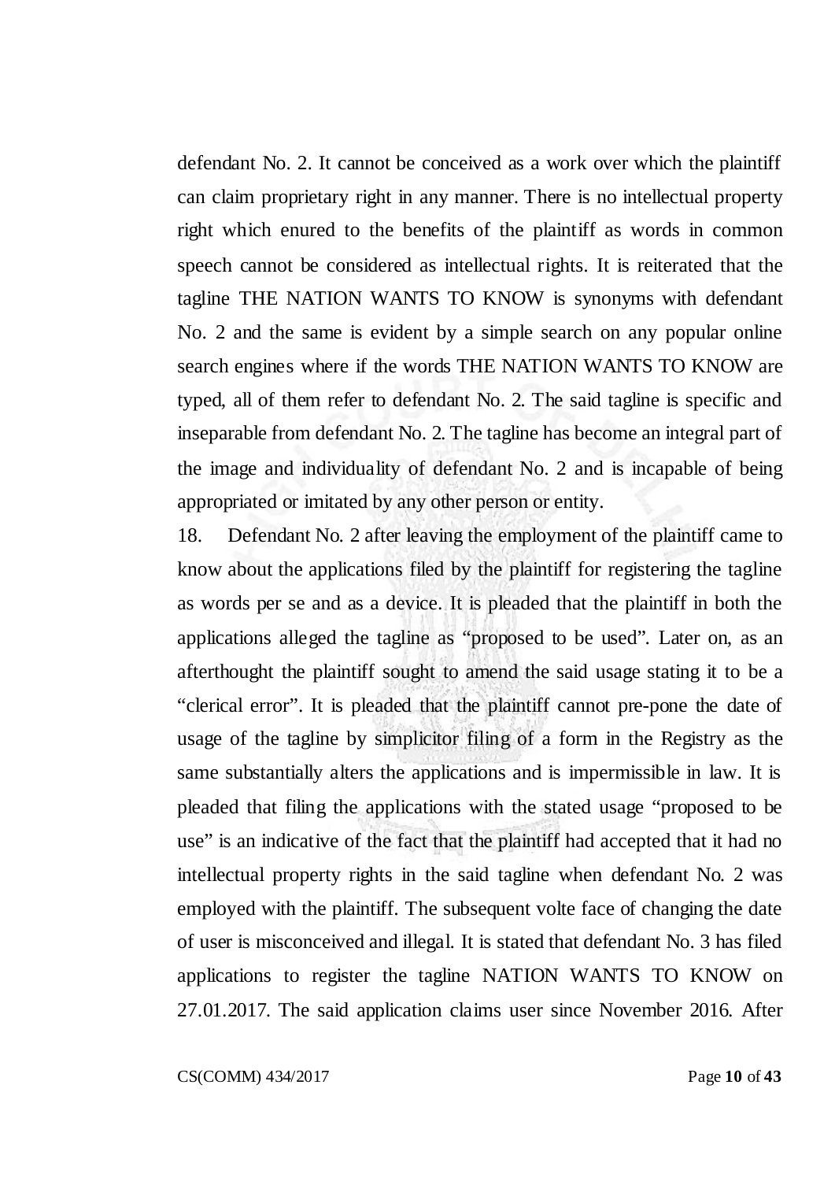defendant No. 2. It cannot be conceived as a work over which the plaintiff can claim proprietary right in any manner. There is no intellectual property right which enured to the benefits of the plaintiff as words in common speech cannot be considered as intellectual rights. It is reiterated that the tagline THE NATION WANTS TO KNOW is synonyms with defendant No. 2 and the same is evident by a simple search on any popular online search engines where if the words THE NATION WANTS TO KNOW are typed, all of them refer to defendant No. 2. The said tagline is specific and inseparable from defendant No. 2. The tagline has become an integral part of the image and individuality of defendant No. 2 and is incapable of being appropriated or imitated by any other person or entity.

18. Defendant No. 2 after leaving the employment of the plaintiff came to know about the applications filed by the plaintiff for registering the tagline as words per se and as a device. It is pleaded that the plaintiff in both the applications alleged the tagline as "proposed to be used". Later on, as an afterthought the plaintiff sought to amend the said usage stating it to be a "clerical error". It is pleaded that the plaintiff cannot pre-pone the date of usage of the tagline by simplicitor filing of a form in the Registry as the same substantially alters the applications and is impermissible in law. It is pleaded that filing the applications with the stated usage "proposed to be use" is an indicative of the fact that the plaintiff had accepted that it had no intellectual property rights in the said tagline when defendant No. 2 was employed with the plaintiff. The subsequent volte face of changing the date of user is misconceived and illegal. It is stated that defendant No. 3 has filed applications to register the tagline NATION WANTS TO KNOW on 27.01.2017. The said application claims user since November 2016. After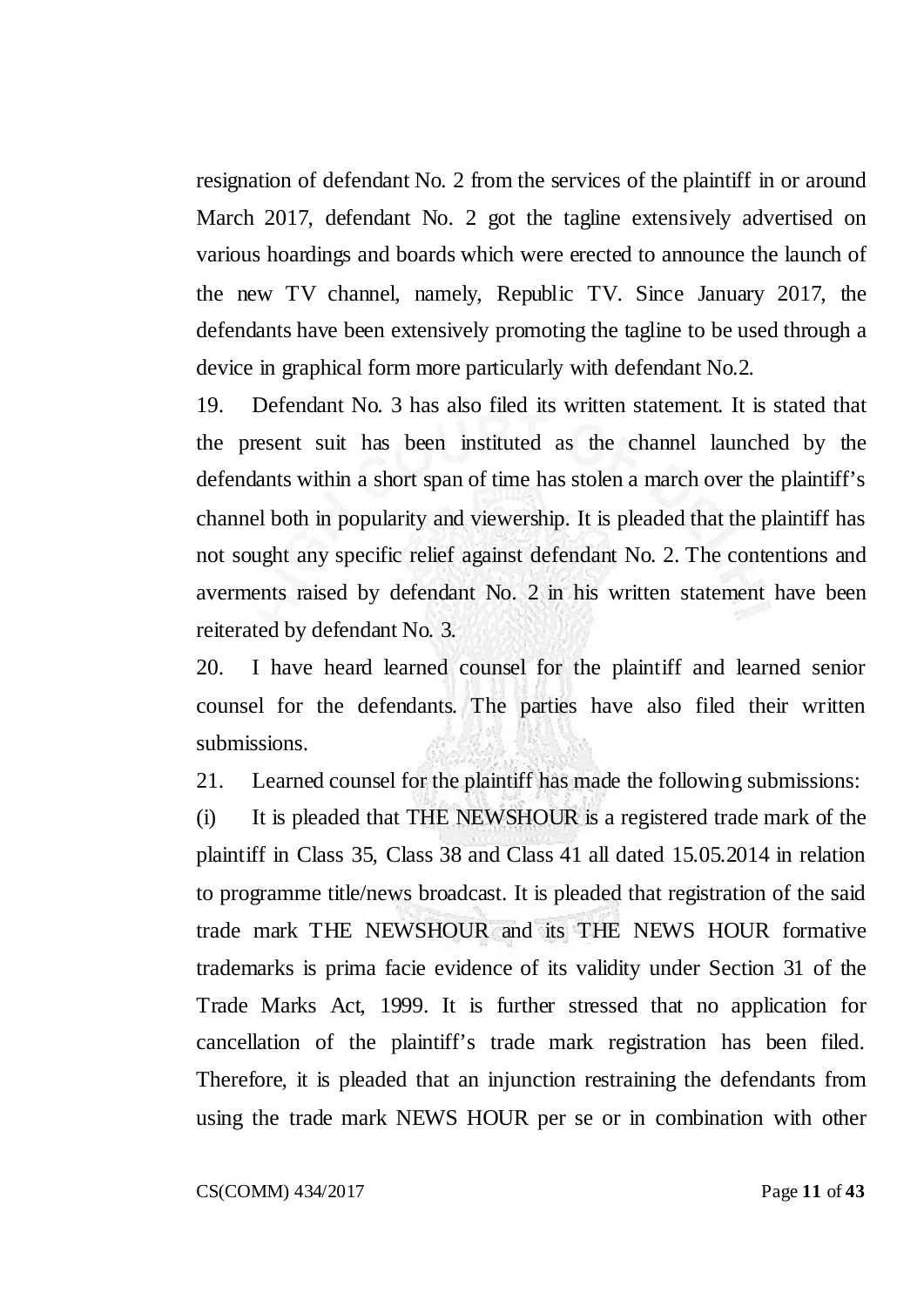resignation of defendant No. 2 from the services of the plaintiff in or around March 2017, defendant No. 2 got the tagline extensively advertised on various hoardings and boards which were erected to announce the launch of the new TV channel, namely, Republic TV. Since January 2017, the defendants have been extensively promoting the tagline to be used through a device in graphical form more particularly with defendant No.2.

19. Defendant No. 3 has also filed its written statement. It is stated that the present suit has been instituted as the channel launched by the defendants within a short span of time has stolen a march over the plaintiff's channel both in popularity and viewership. It is pleaded that the plaintiff has not sought any specific relief against defendant No. 2. The contentions and averments raised by defendant No. 2 in his written statement have been reiterated by defendant No. 3.

20. I have heard learned counsel for the plaintiff and learned senior counsel for the defendants. The parties have also filed their written submissions.

21. Learned counsel for the plaintiff has made the following submissions:

(i) It is pleaded that THE NEWSHOUR is a registered trade mark of the plaintiff in Class 35, Class 38 and Class 41 all dated 15.05.2014 in relation to programme title/news broadcast. It is pleaded that registration of the said trade mark THE NEWSHOUR and its THE NEWS HOUR formative trademarks is prima facie evidence of its validity under Section 31 of the Trade Marks Act, 1999. It is further stressed that no application for cancellation of the plaintiff's trade mark registration has been filed. Therefore, it is pleaded that an injunction restraining the defendants from using the trade mark NEWS HOUR per se or in combination with other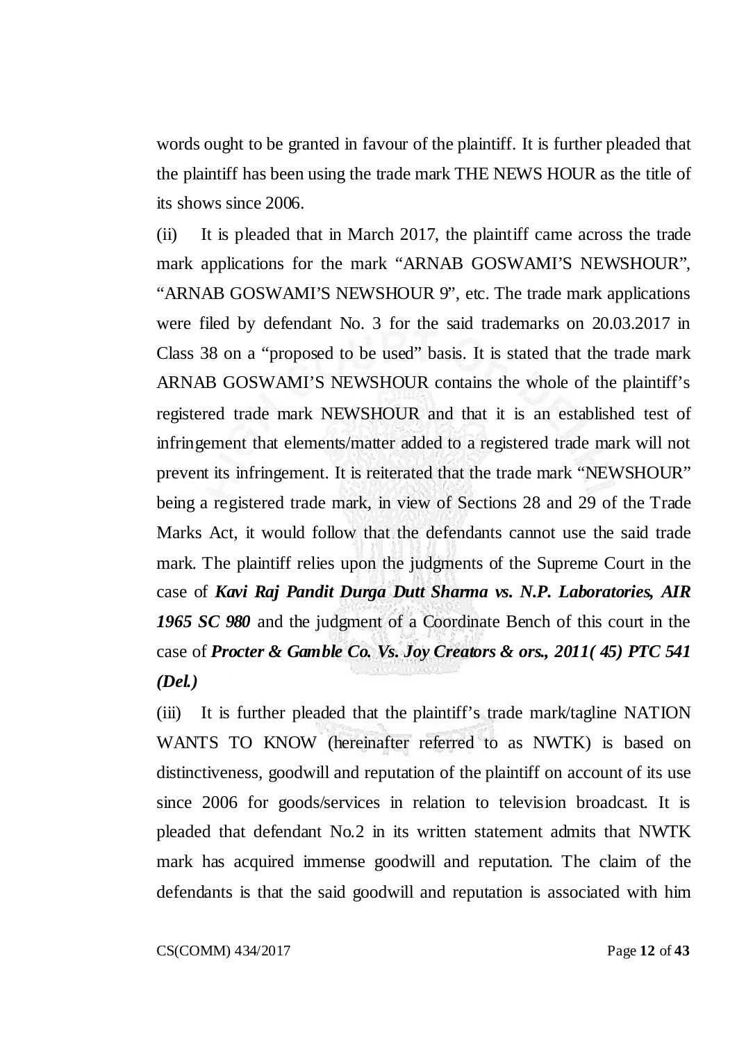words ought to be granted in favour of the plaintiff. It is further pleaded that the plaintiff has been using the trade mark THE NEWS HOUR as the title of its shows since 2006.

(ii) It is pleaded that in March 2017, the plaintiff came across the trade mark applications for the mark "ARNAB GOSWAMI'S NEWSHOUR", "ARNAB GOSWAMI'S NEWSHOUR 9", etc. The trade mark applications were filed by defendant No. 3 for the said trademarks on 20.03.2017 in Class 38 on a "proposed to be used" basis. It is stated that the trade mark ARNAB GOSWAMI'S NEWSHOUR contains the whole of the plaintiff's registered trade mark NEWSHOUR and that it is an established test of infringement that elements/matter added to a registered trade mark will not prevent its infringement. It is reiterated that the trade mark "NEWSHOUR" being a registered trade mark, in view of Sections 28 and 29 of the Trade Marks Act, it would follow that the defendants cannot use the said trade mark. The plaintiff relies upon the judgments of the Supreme Court in the case of ***Kavi Raj Pandit Durga Dutt Sharma vs. N.P. Laboratories, AIR 1965 SC 980*** and the judgment of a Coordinate Bench of this court in the case of ***Procter & Gamble Co. Vs. Joy Creators & ors., 2011( 45) PTC 541 (Del.)***

(iii) It is further pleaded that the plaintiff's trade mark/tagline NATION WANTS TO KNOW (hereinafter referred to as NWTK) is based on distinctiveness, goodwill and reputation of the plaintiff on account of its use since 2006 for goods/services in relation to television broadcast. It is pleaded that defendant No.2 in its written statement admits that NWTK mark has acquired immense goodwill and reputation. The claim of the defendants is that the said goodwill and reputation is associated with him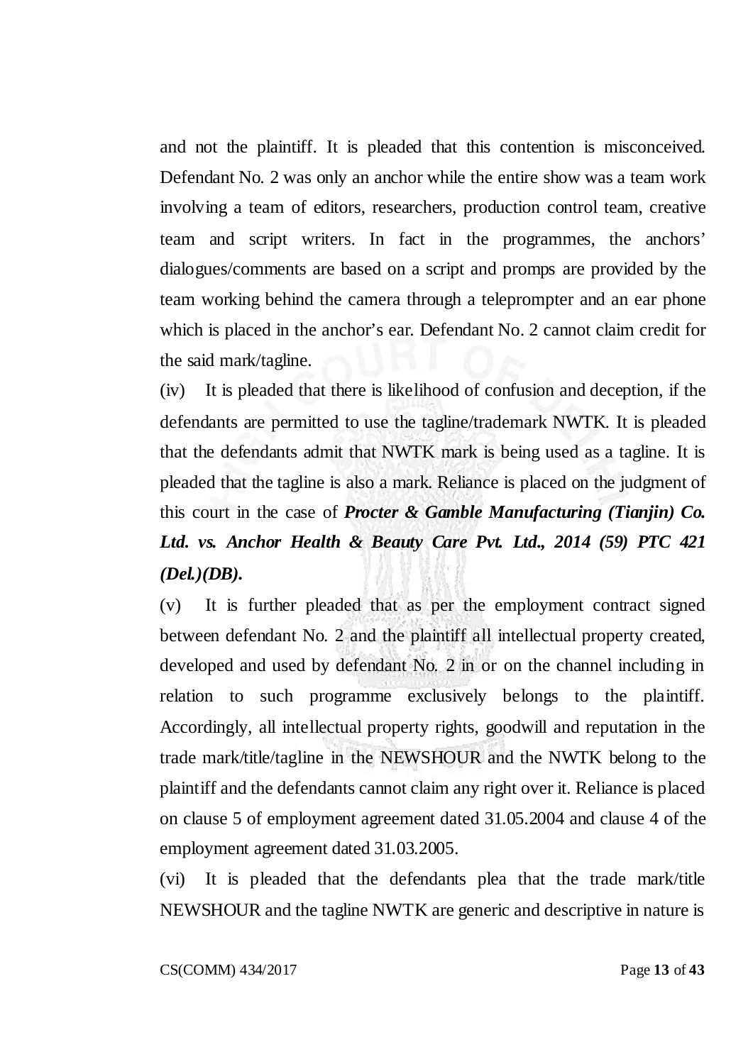and not the plaintiff. It is pleaded that this contention is misconceived. Defendant No. 2 was only an anchor while the entire show was a team work involving a team of editors, researchers, production control team, creative team and script writers. In fact in the programmes, the anchors' dialogues/comments are based on a script and promps are provided by the team working behind the camera through a teleprompter and an ear phone which is placed in the anchor's ear. Defendant No. 2 cannot claim credit for the said mark/tagline.

(iv) It is pleaded that there is likelihood of confusion and deception, if the defendants are permitted to use the tagline/trademark NWTK. It is pleaded that the defendants admit that NWTK mark is being used as a tagline. It is pleaded that the tagline is also a mark. Reliance is placed on the judgment of this court in the case of ***Procter & Gamble Manufacturing (Tianjin) Co. Ltd. vs. Anchor Health & Beauty Care Pvt. Ltd., 2014 (59) PTC 421 (Del.)(DB).***

(v) It is further pleaded that as per the employment contract signed between defendant No. 2 and the plaintiff all intellectual property created, developed and used by defendant No. 2 in or on the channel including in relation to such programme exclusively belongs to the plaintiff. Accordingly, all intellectual property rights, goodwill and reputation in the trade mark/title/tagline in the NEWSHOUR and the NWTK belong to the plaintiff and the defendants cannot claim any right over it. Reliance is placed on clause 5 of employment agreement dated 31.05.2004 and clause 4 of the employment agreement dated 31.03.2005.

(vi) It is pleaded that the defendants plea that the trade mark/title NEWSHOUR and the tagline NWTK are generic and descriptive in nature is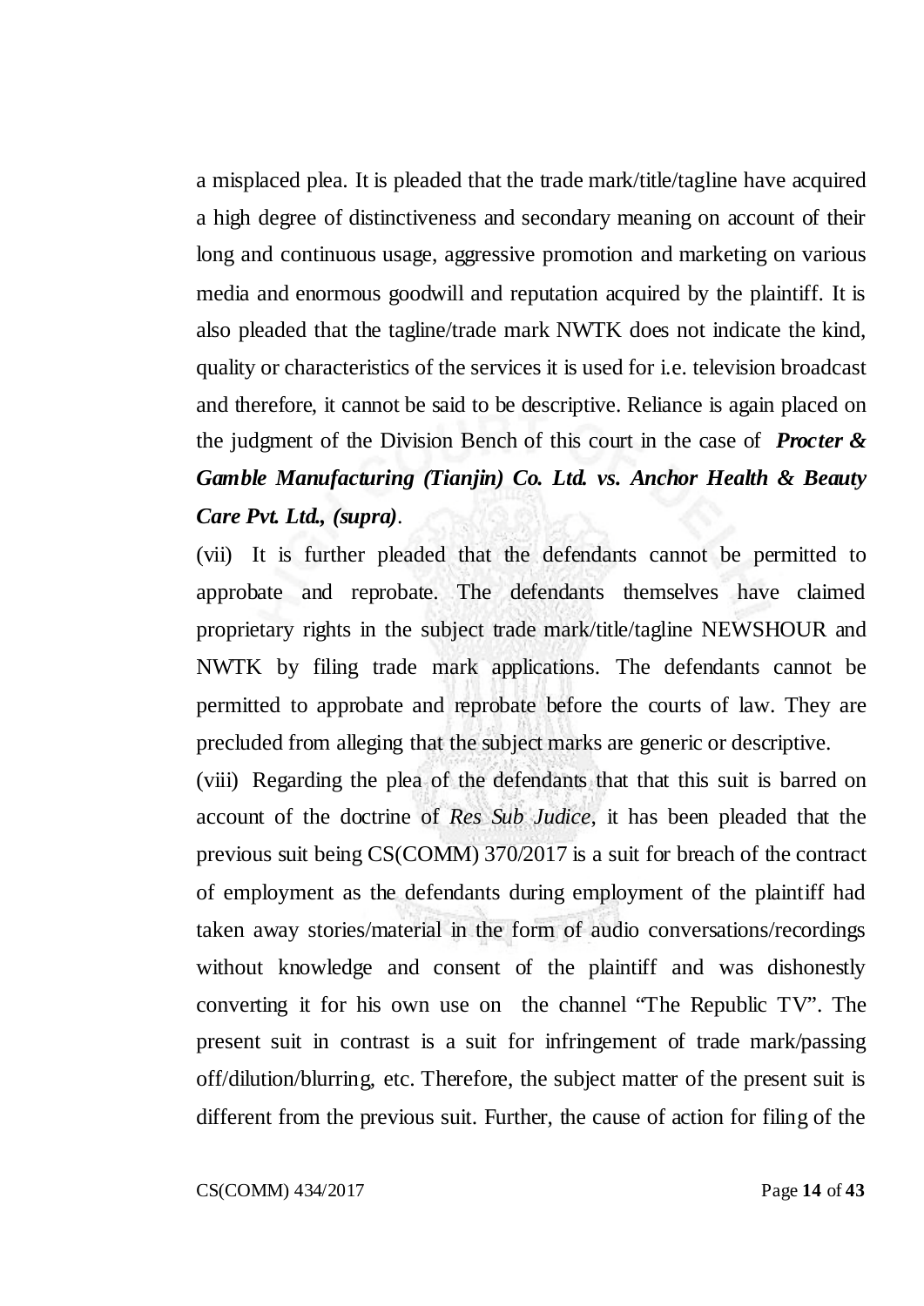a misplaced plea. It is pleaded that the trade mark/title/tagline have acquired a high degree of distinctiveness and secondary meaning on account of their long and continuous usage, aggressive promotion and marketing on various media and enormous goodwill and reputation acquired by the plaintiff. It is also pleaded that the tagline/trade mark NWTK does not indicate the kind, quality or characteristics of the services it is used for i.e. television broadcast and therefore, it cannot be said to be descriptive. Reliance is again placed on the judgment of the Division Bench of this court in the case of ***Procter & Gamble Manufacturing (Tianjin) Co. Ltd. vs. Anchor Health & Beauty Care Pvt. Ltd., (supra)***.

(vii) It is further pleaded that the defendants cannot be permitted to approbate and reprobate. The defendants themselves have claimed proprietary rights in the subject trade mark/title/tagline NEWSHOUR and NWTK by filing trade mark applications. The defendants cannot be permitted to approbate and reprobate before the courts of law. They are precluded from alleging that the subject marks are generic or descriptive.

(viii) Regarding the plea of the defendants that that this suit is barred on account of the doctrine of *Res Sub Judice*, it has been pleaded that the previous suit being CS(COMM) 370/2017 is a suit for breach of the contract of employment as the defendants during employment of the plaintiff had taken away stories/material in the form of audio conversations/recordings without knowledge and consent of the plaintiff and was dishonestly converting it for his own use on the channel "The Republic TV". The present suit in contrast is a suit for infringement of trade mark/passing off/dilution/blurring, etc. Therefore, the subject matter of the present suit is different from the previous suit. Further, the cause of action for filing of the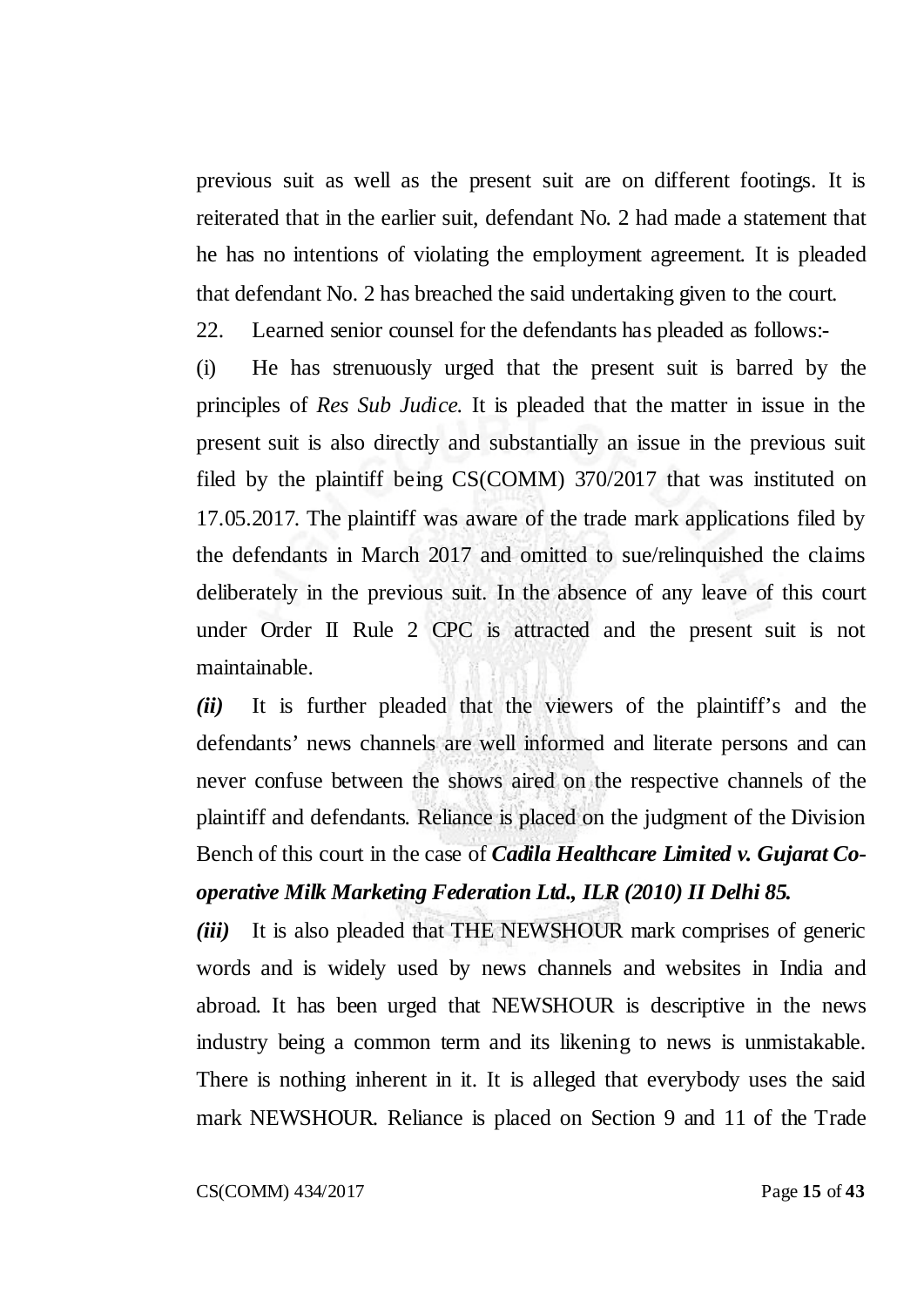previous suit as well as the present suit are on different footings. It is reiterated that in the earlier suit, defendant No. 2 had made a statement that he has no intentions of violating the employment agreement. It is pleaded that defendant No. 2 has breached the said undertaking given to the court.

22. Learned senior counsel for the defendants has pleaded as follows:-

(i) He has strenuously urged that the present suit is barred by the principles of *Res Sub Judice*. It is pleaded that the matter in issue in the present suit is also directly and substantially an issue in the previous suit filed by the plaintiff being CS(COMM) 370/2017 that was instituted on 17.05.2017. The plaintiff was aware of the trade mark applications filed by the defendants in March 2017 and omitted to sue/relinquished the claims deliberately in the previous suit. In the absence of any leave of this court under Order II Rule 2 CPC is attracted and the present suit is not maintainable.

***(ii)*** It is further pleaded that the viewers of the plaintiff's and the defendants' news channels are well informed and literate persons and can never confuse between the shows aired on the respective channels of the plaintiff and defendants. Reliance is placed on the judgment of the Division Bench of this court in the case of ***Cadila Healthcare Limited v. Gujarat Co-operative Milk Marketing Federation Ltd., ILR (2010) II Delhi 85.***

***(iii)*** It is also pleaded that THE NEWSHOUR mark comprises of generic words and is widely used by news channels and websites in India and abroad. It has been urged that NEWSHOUR is descriptive in the news industry being a common term and its likening to news is unmistakable. There is nothing inherent in it. It is alleged that everybody uses the said mark NEWSHOUR. Reliance is placed on Section 9 and 11 of the Trade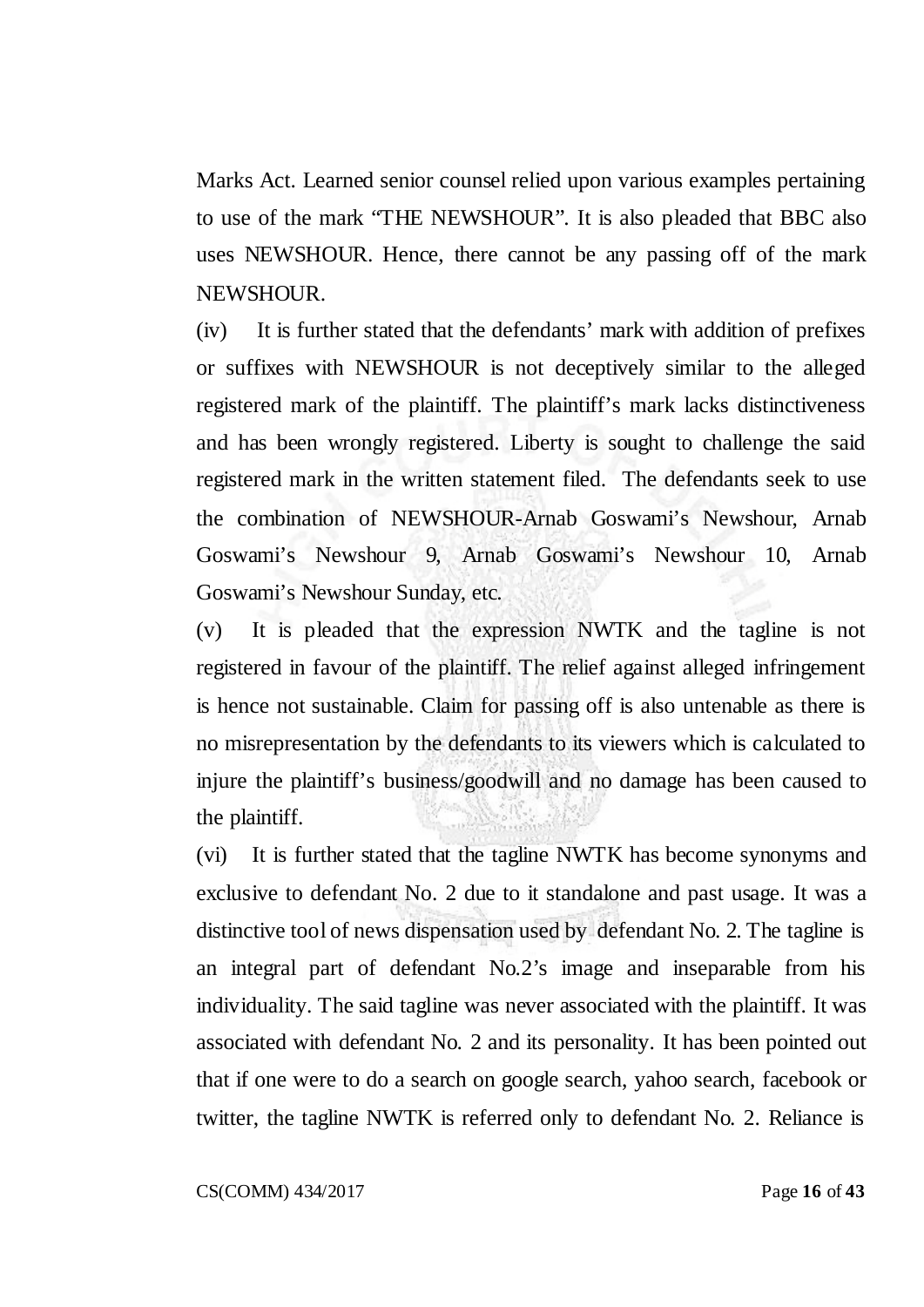Marks Act. Learned senior counsel relied upon various examples pertaining to use of the mark "THE NEWSHOUR". It is also pleaded that BBC also uses NEWSHOUR. Hence, there cannot be any passing off of the mark NEWSHOUR.

(iv) It is further stated that the defendants' mark with addition of prefixes or suffixes with NEWSHOUR is not deceptively similar to the alleged registered mark of the plaintiff. The plaintiff's mark lacks distinctiveness and has been wrongly registered. Liberty is sought to challenge the said registered mark in the written statement filed. The defendants seek to use the combination of NEWSHOUR-Arnab Goswami's Newshour, Arnab Goswami's Newshour 9, Arnab Goswami's Newshour 10, Arnab Goswami's Newshour Sunday, etc.

(v) It is pleaded that the expression NWTK and the tagline is not registered in favour of the plaintiff. The relief against alleged infringement is hence not sustainable. Claim for passing off is also untenable as there is no misrepresentation by the defendants to its viewers which is calculated to injure the plaintiff's business/goodwill and no damage has been caused to the plaintiff.

(vi) It is further stated that the tagline NWTK has become synonyms and exclusive to defendant No. 2 due to it standalone and past usage. It was a distinctive tool of news dispensation used by defendant No. 2. The tagline is an integral part of defendant No.2's image and inseparable from his individuality. The said tagline was never associated with the plaintiff. It was associated with defendant No. 2 and its personality. It has been pointed out that if one were to do a search on google search, yahoo search, facebook or twitter, the tagline NWTK is referred only to defendant No. 2. Reliance is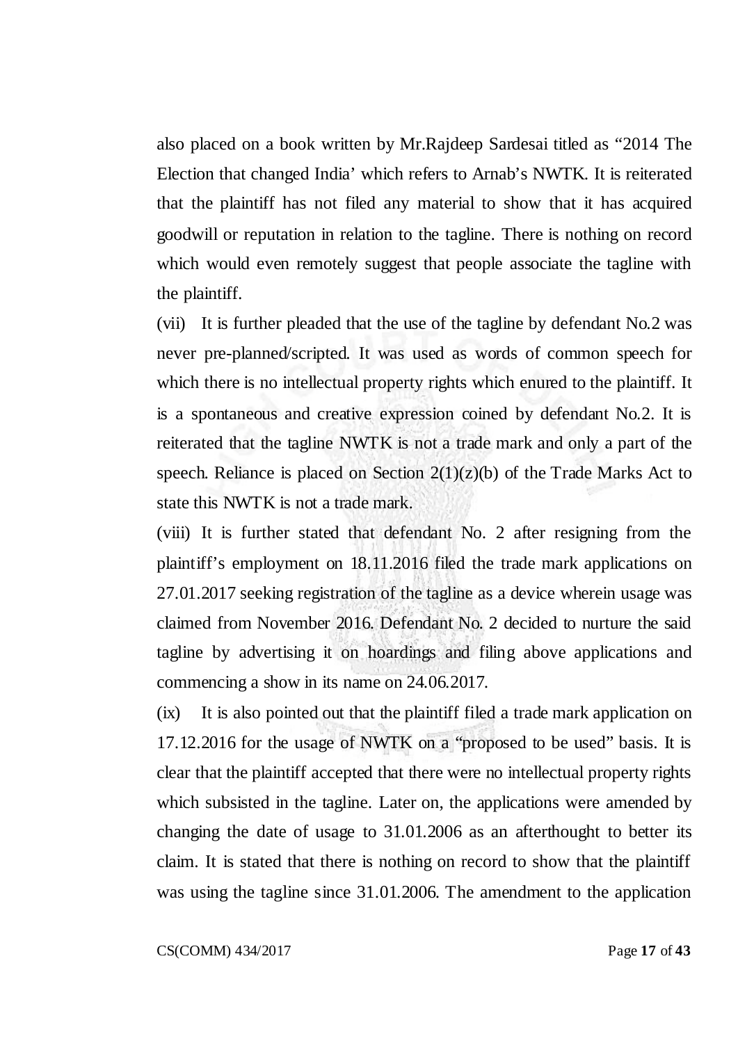also placed on a book written by Mr.Rajdeep Sardesai titled as "2014 The Election that changed India' which refers to Arnab's NWTK. It is reiterated that the plaintiff has not filed any material to show that it has acquired goodwill or reputation in relation to the tagline. There is nothing on record which would even remotely suggest that people associate the tagline with the plaintiff.

(vii) It is further pleaded that the use of the tagline by defendant No.2 was never pre-planned/scripted. It was used as words of common speech for which there is no intellectual property rights which enured to the plaintiff. It is a spontaneous and creative expression coined by defendant No.2. It is reiterated that the tagline NWTK is not a trade mark and only a part of the speech. Reliance is placed on Section 2(1)(z)(b) of the Trade Marks Act to state this NWTK is not a trade mark.

(viii) It is further stated that defendant No. 2 after resigning from the plaintiff's employment on 18.11.2016 filed the trade mark applications on 27.01.2017 seeking registration of the tagline as a device wherein usage was claimed from November 2016. Defendant No. 2 decided to nurture the said tagline by advertising it on hoardings and filing above applications and commencing a show in its name on 24.06.2017.

(ix) It is also pointed out that the plaintiff filed a trade mark application on 17.12.2016 for the usage of NWTK on a "proposed to be used" basis. It is clear that the plaintiff accepted that there were no intellectual property rights which subsisted in the tagline. Later on, the applications were amended by changing the date of usage to 31.01.2006 as an afterthought to better its claim. It is stated that there is nothing on record to show that the plaintiff was using the tagline since 31.01.2006. The amendment to the application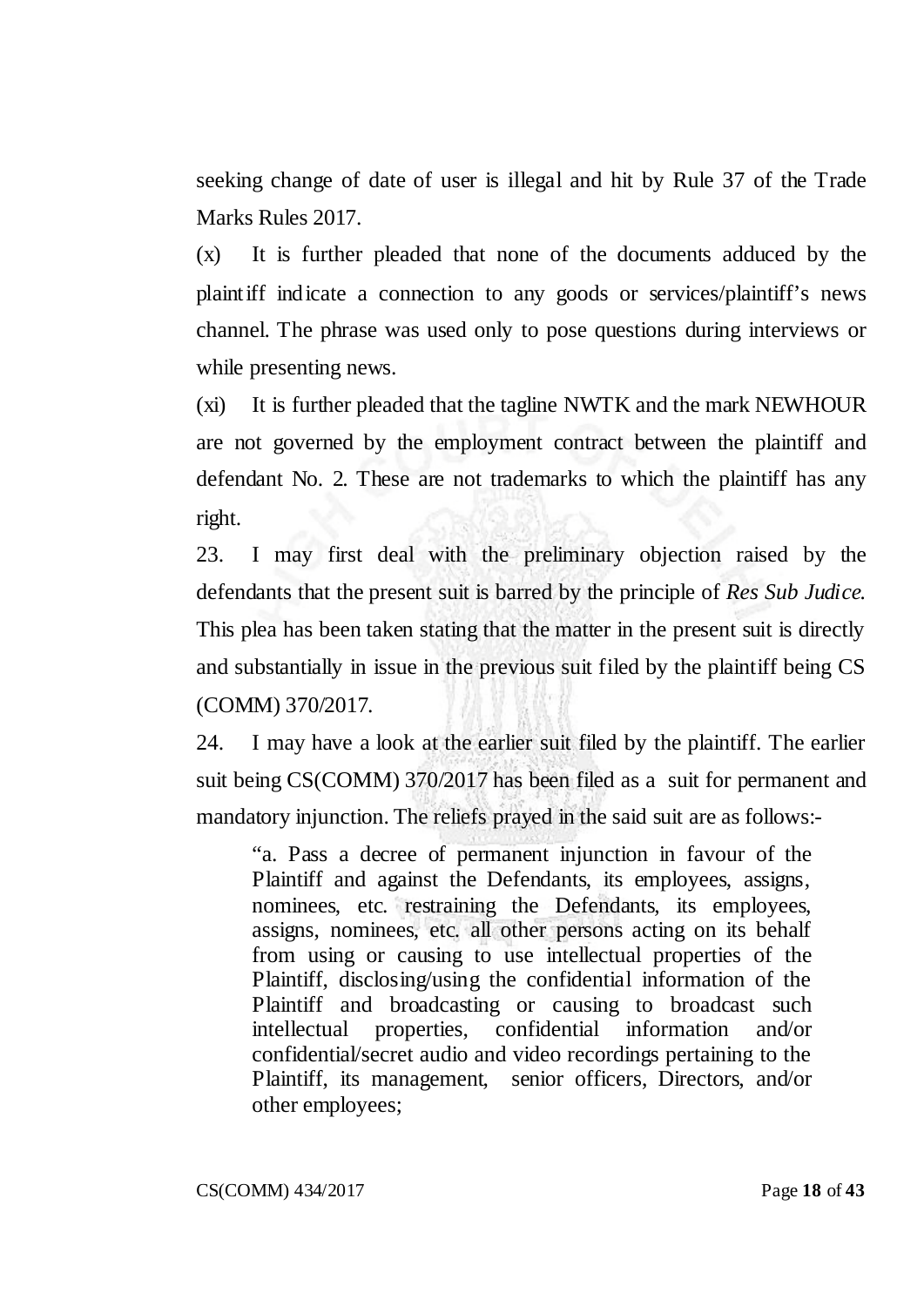seeking change of date of user is illegal and hit by Rule 37 of the Trade Marks Rules 2017.

(x) It is further pleaded that none of the documents adduced by the plaintiff indicate a connection to any goods or services/plaintiff's news channel. The phrase was used only to pose questions during interviews or while presenting news.

(xi) It is further pleaded that the tagline NWTK and the mark NEWHOUR are not governed by the employment contract between the plaintiff and defendant No. 2. These are not trademarks to which the plaintiff has any right.

23. I may first deal with the preliminary objection raised by the defendants that the present suit is barred by the principle of *Res Sub Judice.* This plea has been taken stating that the matter in the present suit is directly and substantially in issue in the previous suit filed by the plaintiff being CS (COMM) 370/2017.

24. I may have a look at the earlier suit filed by the plaintiff. The earlier suit being CS(COMM) 370/2017 has been filed as a suit for permanent and mandatory injunction. The reliefs prayed in the said suit are as follows:-

> "a. Pass a decree of permanent injunction in favour of the Plaintiff and against the Defendants, its employees, assigns, nominees, etc. restraining the Defendants, its employees, assigns, nominees, etc. all other persons acting on its behalf from using or causing to use intellectual properties of the Plaintiff, disclosing/using the confidential information of the Plaintiff and broadcasting or causing to broadcast such intellectual properties, confidential information and/or confidential/secret audio and video recordings pertaining to the Plaintiff, its management, senior officers, Directors, and/or other employees;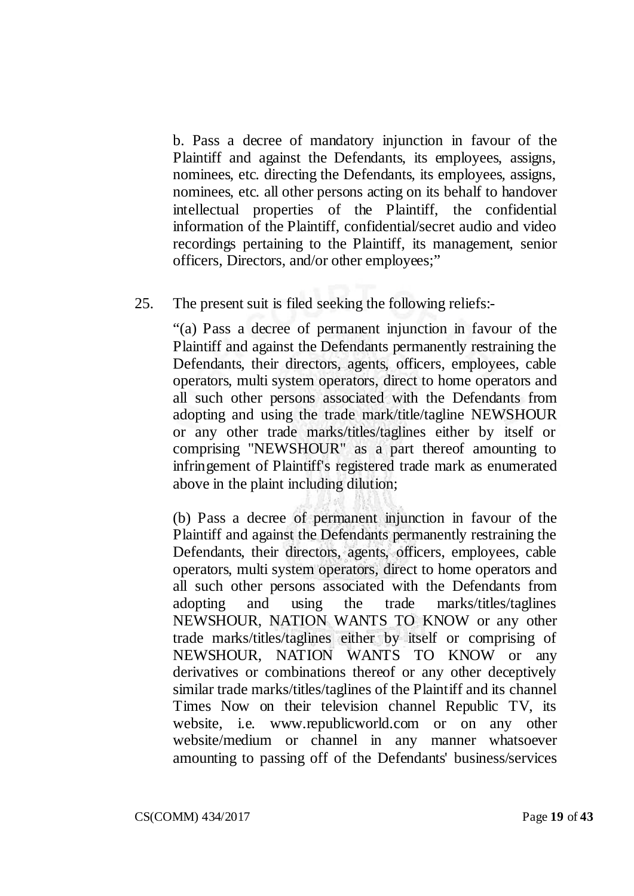b. Pass a decree of mandatory injunction in favour of the Plaintiff and against the Defendants, its employees, assigns, nominees, etc. directing the Defendants, its employees, assigns, nominees, etc. all other persons acting on its behalf to handover intellectual properties of the Plaintiff, the confidential information of the Plaintiff, confidential/secret audio and video recordings pertaining to the Plaintiff, its management, senior officers, Directors, and/or other employees;"

25. The present suit is filed seeking the following reliefs:-

"(a) Pass a decree of permanent injunction in favour of the Plaintiff and against the Defendants permanently restraining the Defendants, their directors, agents, officers, employees, cable operators, multi system operators, direct to home operators and all such other persons associated with the Defendants from adopting and using the trade mark/title/tagline NEWSHOUR or any other trade marks/titles/taglines either by itself or comprising "NEWSHOUR" as a part thereof amounting to infringement of Plaintiff's registered trade mark as enumerated above in the plaint including dilution;

(b) Pass a decree of permanent injunction in favour of the Plaintiff and against the Defendants permanently restraining the Defendants, their directors, agents, officers, employees, cable operators, multi system operators, direct to home operators and all such other persons associated with the Defendants from adopting and using the trade marks/titles/taglines NEWSHOUR, NATION WANTS TO KNOW or any other trade marks/titles/taglines either by itself or comprising of NEWSHOUR, NATION WANTS TO KNOW or any derivatives or combinations thereof or any other deceptively similar trade marks/titles/taglines of the Plaintiff and its channel Times Now on their television channel Republic TV, its website, i.e. www.republicworld.com or on any other website/medium or channel in any manner whatsoever amounting to passing off of the Defendants' business/services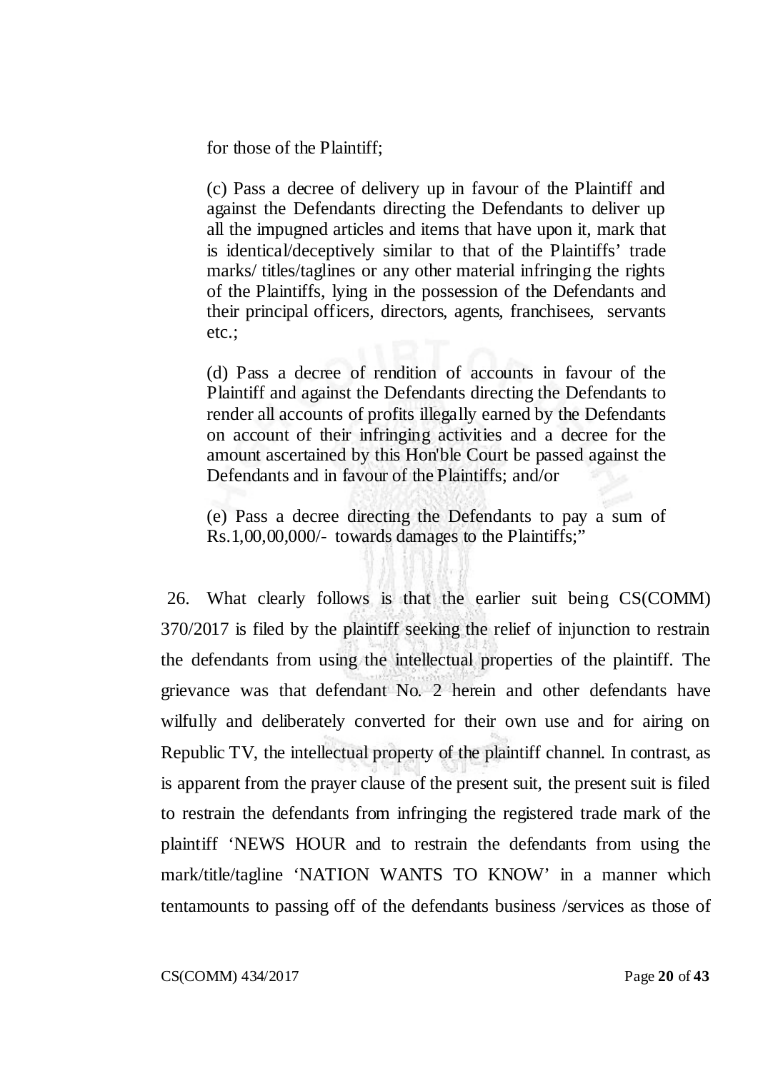for those of the Plaintiff;

(c) Pass a decree of delivery up in favour of the Plaintiff and against the Defendants directing the Defendants to deliver up all the impugned articles and items that have upon it, mark that is identical/deceptively similar to that of the Plaintiffs' trade marks/ titles/taglines or any other material infringing the rights of the Plaintiffs, lying in the possession of the Defendants and their principal officers, directors, agents, franchisees, servants etc.;

(d) Pass a decree of rendition of accounts in favour of the Plaintiff and against the Defendants directing the Defendants to render all accounts of profits illegally earned by the Defendants on account of their infringing activities and a decree for the amount ascertained by this Hon'ble Court be passed against the Defendants and in favour of the Plaintiffs; and/or

(e) Pass a decree directing the Defendants to pay a sum of Rs.1,00,00,000/- towards damages to the Plaintiffs;"

26. What clearly follows is that the earlier suit being CS(COMM) 370/2017 is filed by the plaintiff seeking the relief of injunction to restrain the defendants from using the intellectual properties of the plaintiff. The grievance was that defendant No. 2 herein and other defendants have wilfully and deliberately converted for their own use and for airing on Republic TV, the intellectual property of the plaintiff channel. In contrast, as is apparent from the prayer clause of the present suit, the present suit is filed to restrain the defendants from infringing the registered trade mark of the plaintiff 'NEWS HOUR and to restrain the defendants from using the mark/title/tagline 'NATION WANTS TO KNOW' in a manner which tentamounts to passing off of the defendants business /services as those of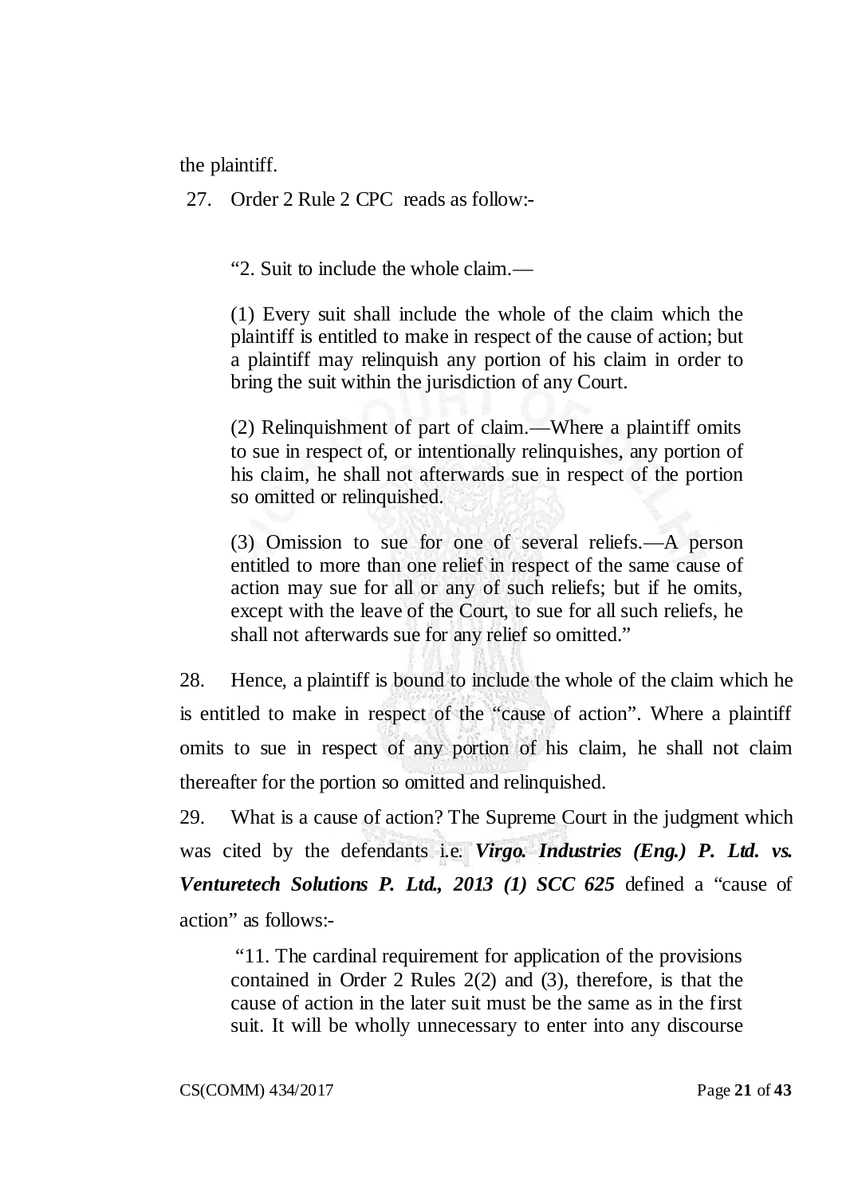the plaintiff.

27. Order 2 Rule 2 CPC reads as follow:-

> "2. Suit to include the whole claim.—
>
> (1) Every suit shall include the whole of the claim which the plaintiff is entitled to make in respect of the cause of action; but a plaintiff may relinquish any portion of his claim in order to bring the suit within the jurisdiction of any Court.
>
> (2) Relinquishment of part of claim.—Where a plaintiff omits to sue in respect of, or intentionally relinquishes, any portion of his claim, he shall not afterwards sue in respect of the portion so omitted or relinquished.
>
> (3) Omission to sue for one of several reliefs.—A person entitled to more than one relief in respect of the same cause of action may sue for all or any of such reliefs; but if he omits, except with the leave of the Court, to sue for all such reliefs, he shall not afterwards sue for any relief so omitted."

28. Hence, a plaintiff is bound to include the whole of the claim which he is entitled to make in respect of the "cause of action". Where a plaintiff omits to sue in respect of any portion of his claim, he shall not claim thereafter for the portion so omitted and relinquished.

29. What is a cause of action? The Supreme Court in the judgment which was cited by the defendants i.e. ***Virgo. Industries (Eng.) P. Ltd. vs. Venturetech Solutions P. Ltd., 2013 (1) SCC 625*** defined a "cause of action" as follows:-

> "11. The cardinal requirement for application of the provisions contained in Order 2 Rules 2(2) and (3), therefore, is that the cause of action in the later suit must be the same as in the first suit. It will be wholly unnecessary to enter into any discourse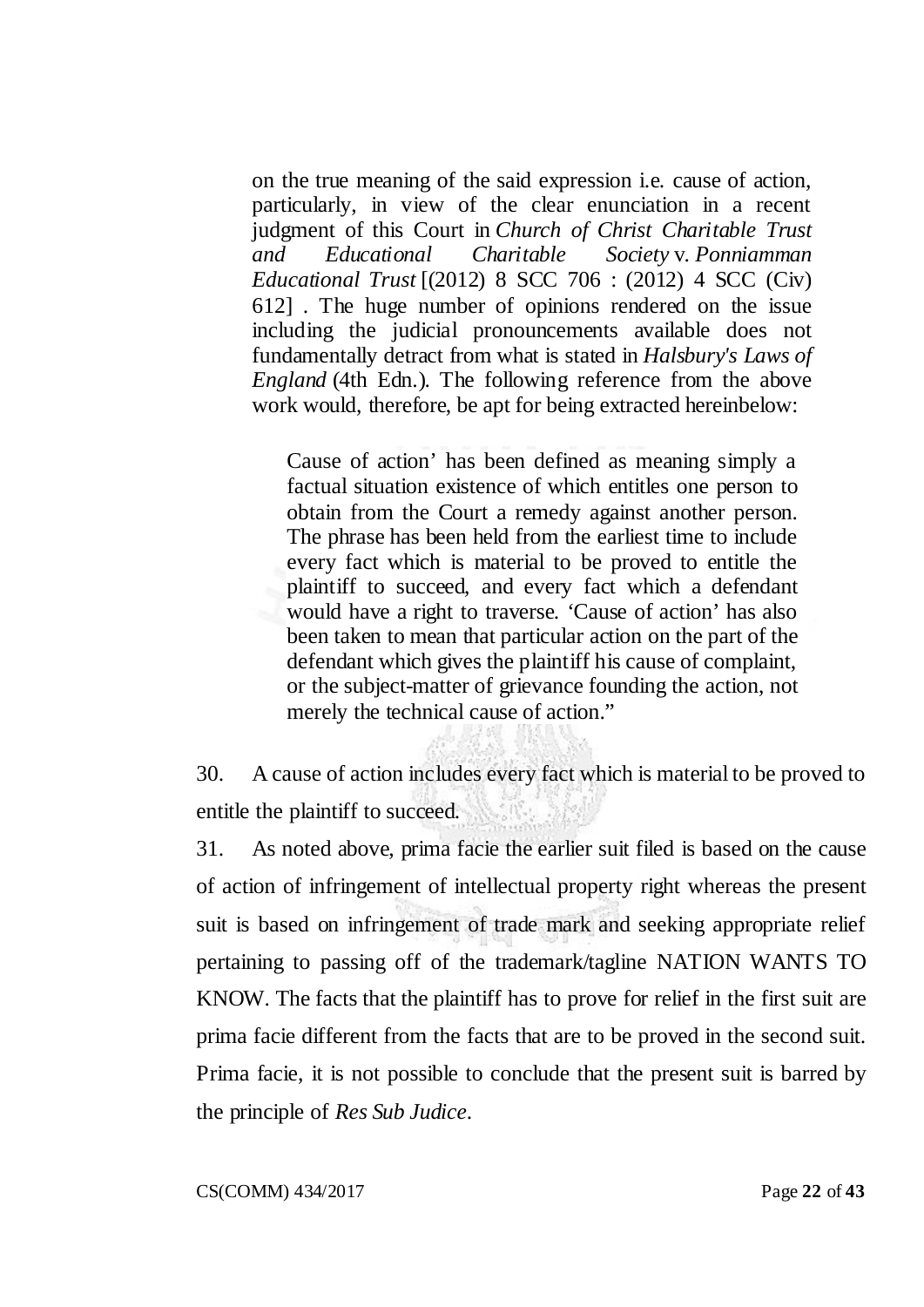> on the true meaning of the said expression i.e. cause of action, particularly, in view of the clear enunciation in a recent judgment of this Court in *Church of Christ Charitable Trust and Educational Charitable Society* v. *Ponniamman Educational Trust* [(2012) 8 SCC 706 : (2012) 4 SCC (Civ) 612] . The huge number of opinions rendered on the issue including the judicial pronouncements available does not fundamentally detract from what is stated in *Halsbury's Laws of England* (4th Edn.). The following reference from the above work would, therefore, be apt for being extracted hereinbelow:
>
> > Cause of action' has been defined as meaning simply a factual situation existence of which entitles one person to obtain from the Court a remedy against another person. The phrase has been held from the earliest time to include every fact which is material to be proved to entitle the plaintiff to succeed, and every fact which a defendant would have a right to traverse. 'Cause of action' has also been taken to mean that particular action on the part of the defendant which gives the plaintiff his cause of complaint, or the subject-matter of grievance founding the action, not merely the technical cause of action."

30. A cause of action includes every fact which is material to be proved to entitle the plaintiff to succeed.

31. As noted above, prima facie the earlier suit filed is based on the cause of action of infringement of intellectual property right whereas the present suit is based on infringement of trade mark and seeking appropriate relief pertaining to passing off of the trademark/tagline NATION WANTS TO KNOW. The facts that the plaintiff has to prove for relief in the first suit are prima facie different from the facts that are to be proved in the second suit. Prima facie, it is not possible to conclude that the present suit is barred by the principle of *Res Sub Judice*.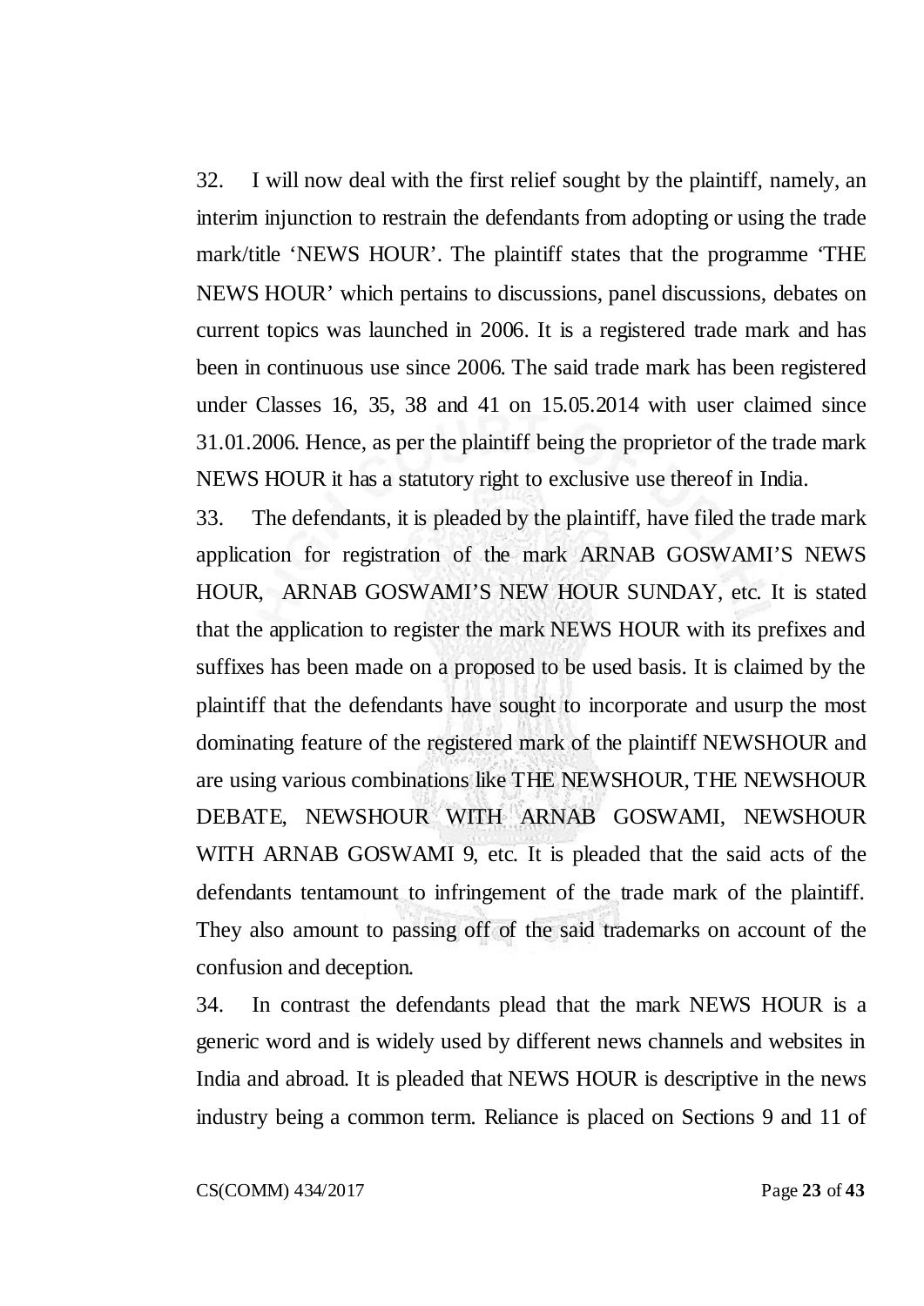32. I will now deal with the first relief sought by the plaintiff, namely, an interim injunction to restrain the defendants from adopting or using the trade mark/title 'NEWS HOUR'. The plaintiff states that the programme 'THE NEWS HOUR' which pertains to discussions, panel discussions, debates on current topics was launched in 2006. It is a registered trade mark and has been in continuous use since 2006. The said trade mark has been registered under Classes 16, 35, 38 and 41 on 15.05.2014 with user claimed since 31.01.2006. Hence, as per the plaintiff being the proprietor of the trade mark NEWS HOUR it has a statutory right to exclusive use thereof in India.

33. The defendants, it is pleaded by the plaintiff, have filed the trade mark application for registration of the mark ARNAB GOSWAMI'S NEWS HOUR, ARNAB GOSWAMI'S NEW HOUR SUNDAY, etc. It is stated that the application to register the mark NEWS HOUR with its prefixes and suffixes has been made on a proposed to be used basis. It is claimed by the plaintiff that the defendants have sought to incorporate and usurp the most dominating feature of the registered mark of the plaintiff NEWSHOUR and are using various combinations like THE NEWSHOUR, THE NEWSHOUR DEBATE, NEWSHOUR WITH ARNAB GOSWAMI, NEWSHOUR WITH ARNAB GOSWAMI 9, etc. It is pleaded that the said acts of the defendants tentamount to infringement of the trade mark of the plaintiff. They also amount to passing off of the said trademarks on account of the confusion and deception.

34. In contrast the defendants plead that the mark NEWS HOUR is a generic word and is widely used by different news channels and websites in India and abroad. It is pleaded that NEWS HOUR is descriptive in the news industry being a common term. Reliance is placed on Sections 9 and 11 of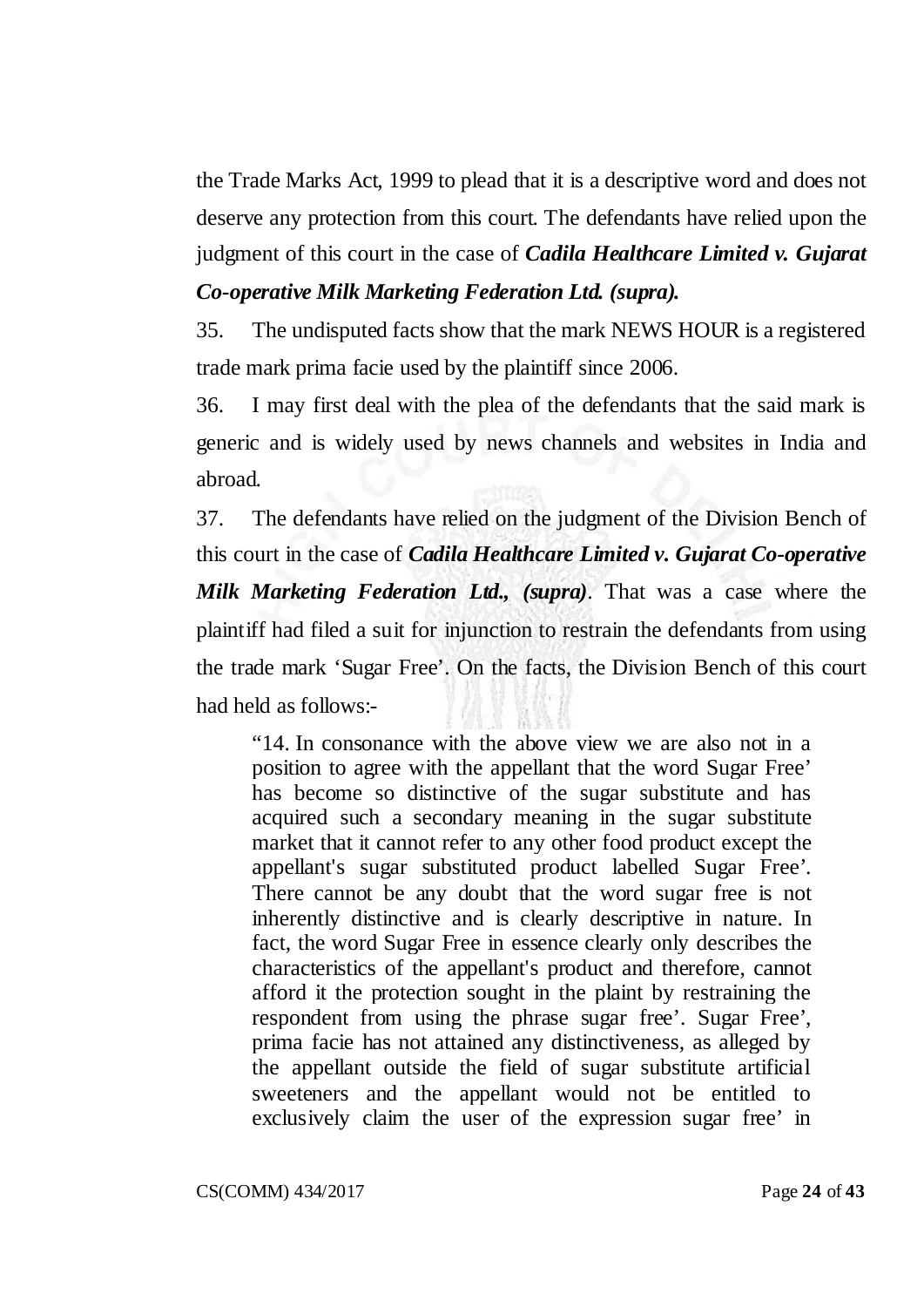the Trade Marks Act, 1999 to plead that it is a descriptive word and does not deserve any protection from this court. The defendants have relied upon the judgment of this court in the case of ***Cadila Healthcare Limited v. Gujarat Co-operative Milk Marketing Federation Ltd. (supra).***

35. The undisputed facts show that the mark NEWS HOUR is a registered trade mark prima facie used by the plaintiff since 2006.

36. I may first deal with the plea of the defendants that the said mark is generic and is widely used by news channels and websites in India and abroad.

37. The defendants have relied on the judgment of the Division Bench of this court in the case of ***Cadila Healthcare Limited v. Gujarat Co-operative Milk Marketing Federation Ltd., (supra)***. That was a case where the plaintiff had filed a suit for injunction to restrain the defendants from using the trade mark 'Sugar Free'. On the facts, the Division Bench of this court had held as follows:-

> "14. In consonance with the above view we are also not in a position to agree with the appellant that the word Sugar Free' has become so distinctive of the sugar substitute and has acquired such a secondary meaning in the sugar substitute market that it cannot refer to any other food product except the appellant's sugar substituted product labelled Sugar Free'. There cannot be any doubt that the word sugar free is not inherently distinctive and is clearly descriptive in nature. In fact, the word Sugar Free in essence clearly only describes the characteristics of the appellant's product and therefore, cannot afford it the protection sought in the plaint by restraining the respondent from using the phrase sugar free'. Sugar Free', prima facie has not attained any distinctiveness, as alleged by the appellant outside the field of sugar substitute artificial sweeteners and the appellant would not be entitled to exclusively claim the user of the expression sugar free' in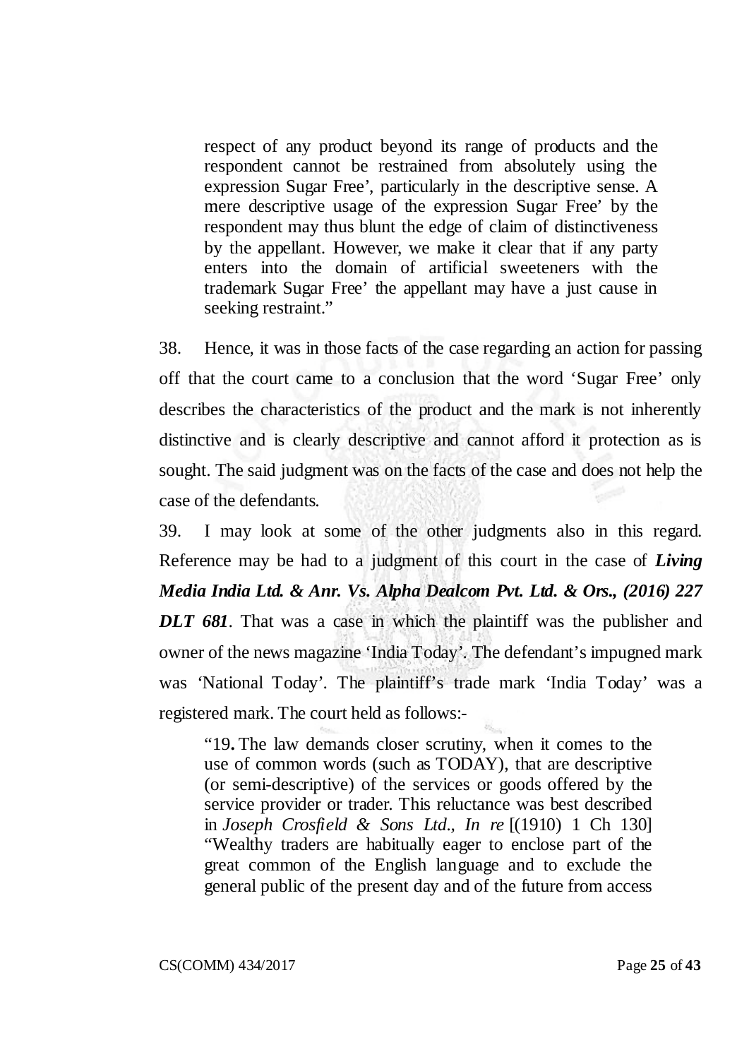> respect of any product beyond its range of products and the respondent cannot be restrained from absolutely using the expression Sugar Free', particularly in the descriptive sense. A mere descriptive usage of the expression Sugar Free' by the respondent may thus blunt the edge of claim of distinctiveness by the appellant. However, we make it clear that if any party enters into the domain of artificial sweeteners with the trademark Sugar Free' the appellant may have a just cause in seeking restraint."

38. Hence, it was in those facts of the case regarding an action for passing off that the court came to a conclusion that the word 'Sugar Free' only describes the characteristics of the product and the mark is not inherently distinctive and is clearly descriptive and cannot afford it protection as is sought. The said judgment was on the facts of the case and does not help the case of the defendants.

39. I may look at some of the other judgments also in this regard. Reference may be had to a judgment of this court in the case of ***Living Media India Ltd. & Anr. Vs. Alpha Dealcom Pvt. Ltd. & Ors., (2016) 227 DLT 681***. That was a case in which the plaintiff was the publisher and owner of the news magazine 'India Today'. The defendant's impugned mark was 'National Today'. The plaintiff's trade mark 'India Today' was a registered mark. The court held as follows:-

> "19**.** The law demands closer scrutiny, when it comes to the use of common words (such as TODAY), that are descriptive (or semi-descriptive) of the services or goods offered by the service provider or trader. This reluctance was best described in *Joseph Crosfield & Sons Ltd., In re* [(1910) 1 Ch 130] "Wealthy traders are habitually eager to enclose part of the great common of the English language and to exclude the general public of the present day and of the future from access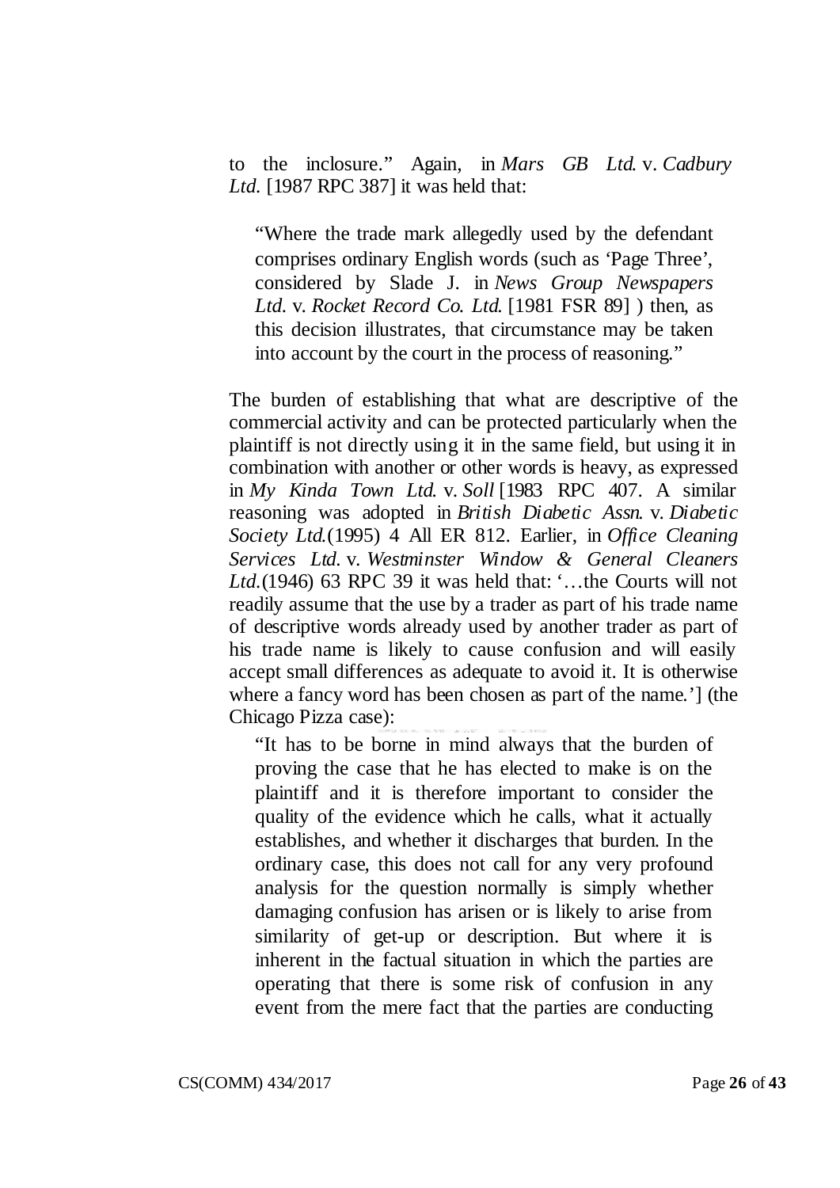to the inclosure." Again, in *Mars GB Ltd.* v. *Cadbury Ltd.* [1987 RPC 387] it was held that:

> "Where the trade mark allegedly used by the defendant comprises ordinary English words (such as 'Page Three', considered by Slade J. in *News Group Newspapers Ltd.* v. *Rocket Record Co. Ltd.* [1981 FSR 89] ) then, as this decision illustrates, that circumstance may be taken into account by the court in the process of reasoning."

The burden of establishing that what are descriptive of the commercial activity and can be protected particularly when the plaintiff is not directly using it in the same field, but using it in combination with another or other words is heavy, as expressed in *My Kinda Town Ltd.* v. *Soll* [1983 RPC 407. A similar reasoning was adopted in *British Diabetic Assn.* v. *Diabetic Society Ltd.*(1995) 4 All ER 812. Earlier, in *Office Cleaning Services Ltd.* v. *Westminster Window & General Cleaners Ltd.*(1946) 63 RPC 39 it was held that: '…the Courts will not readily assume that the use by a trader as part of his trade name of descriptive words already used by another trader as part of his trade name is likely to cause confusion and will easily accept small differences as adequate to avoid it. It is otherwise where a fancy word has been chosen as part of the name.'] (the Chicago Pizza case):

> "It has to be borne in mind always that the burden of proving the case that he has elected to make is on the plaintiff and it is therefore important to consider the quality of the evidence which he calls, what it actually establishes, and whether it discharges that burden. In the ordinary case, this does not call for any very profound analysis for the question normally is simply whether damaging confusion has arisen or is likely to arise from similarity of get-up or description. But where it is inherent in the factual situation in which the parties are operating that there is some risk of confusion in any event from the mere fact that the parties are conducting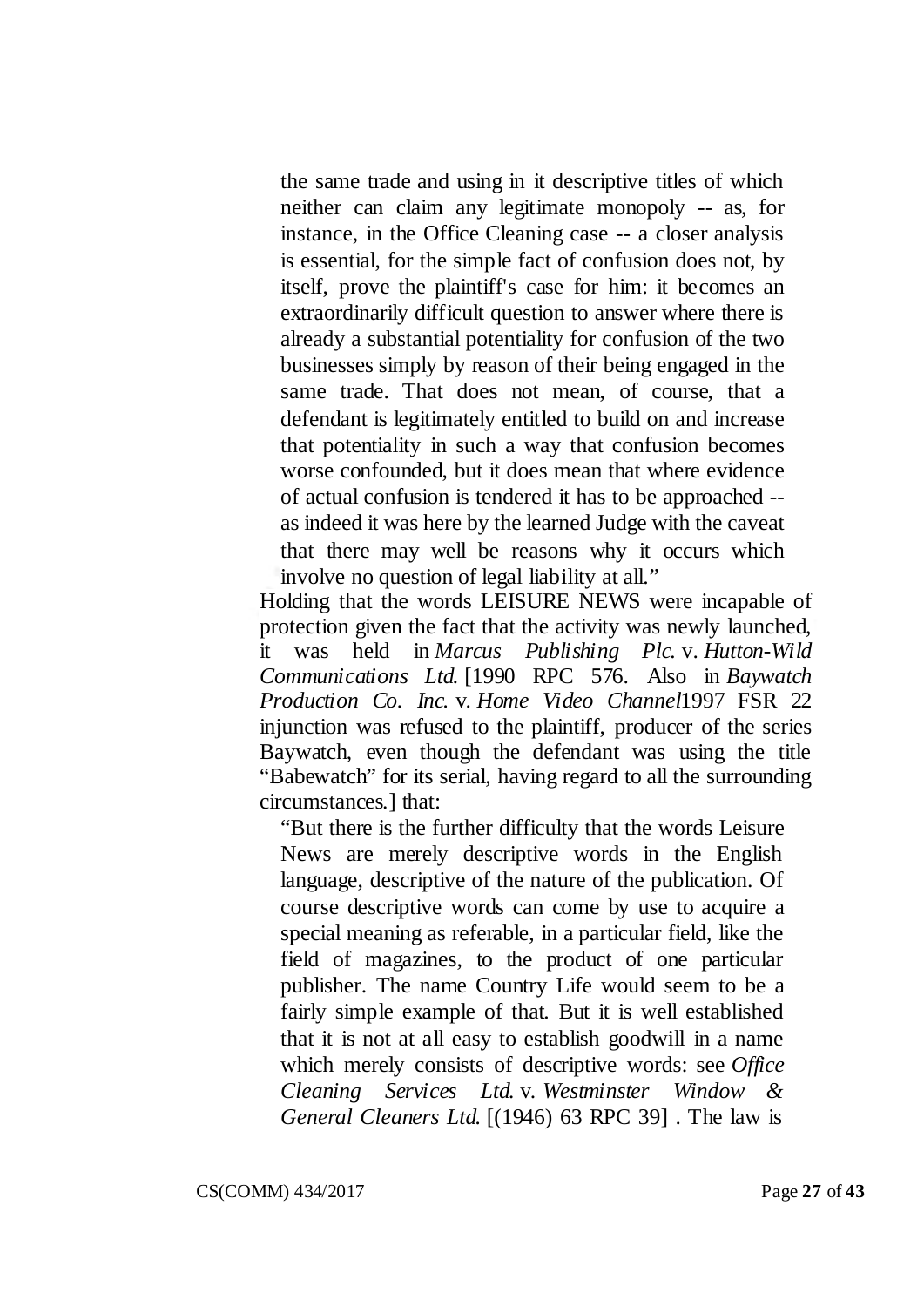> the same trade and using in it descriptive titles of which neither can claim any legitimate monopoly -- as, for instance, in the Office Cleaning case -- a closer analysis is essential, for the simple fact of confusion does not, by itself, prove the plaintiff's case for him: it becomes an extraordinarily difficult question to answer where there is already a substantial potentiality for confusion of the two businesses simply by reason of their being engaged in the same trade. That does not mean, of course, that a defendant is legitimately entitled to build on and increase that potentiality in such a way that confusion becomes worse confounded, but it does mean that where evidence of actual confusion is tendered it has to be approached -- as indeed it was here by the learned Judge with the caveat that there may well be reasons why it occurs which involve no question of legal liability at all."

Holding that the words LEISURE NEWS were incapable of protection given the fact that the activity was newly launched, it was held in *Marcus Publishing Plc.* v. *Hutton-Wild Communications Ltd.* [1990 RPC 576. Also in *Baywatch Production Co. Inc.* v. *Home Video Channel*1997 FSR 22 injunction was refused to the plaintiff, producer of the series Baywatch, even though the defendant was using the title "Babewatch" for its serial, having regard to all the surrounding circumstances.] that:

> "But there is the further difficulty that the words Leisure News are merely descriptive words in the English language, descriptive of the nature of the publication. Of course descriptive words can come by use to acquire a special meaning as referable, in a particular field, like the field of magazines, to the product of one particular publisher. The name Country Life would seem to be a fairly simple example of that. But it is well established that it is not at all easy to establish goodwill in a name which merely consists of descriptive words: see *Office Cleaning Services Ltd.* v. *Westminster Window & General Cleaners Ltd.* [(1946) 63 RPC 39] . The law is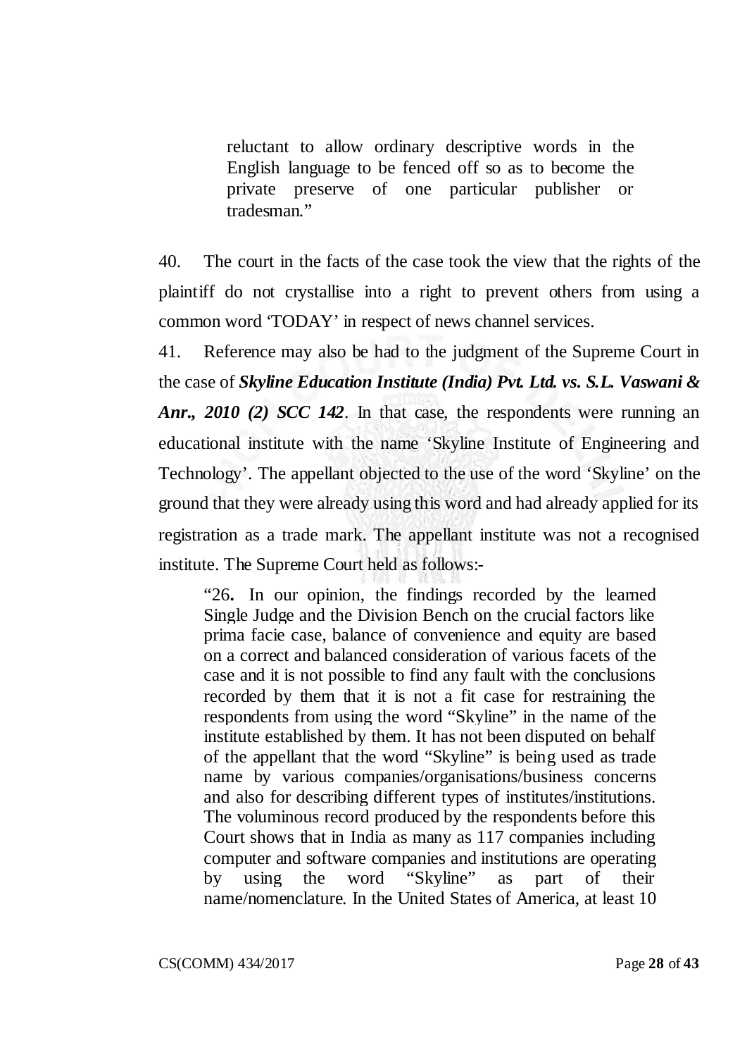> reluctant to allow ordinary descriptive words in the English language to be fenced off so as to become the private preserve of one particular publisher or tradesman."

40. The court in the facts of the case took the view that the rights of the plaintiff do not crystallise into a right to prevent others from using a common word 'TODAY' in respect of news channel services.

41. Reference may also be had to the judgment of the Supreme Court in the case of ***Skyline Education Institute (India) Pvt. Ltd. vs. S.L. Vaswani & Anr., 2010 (2) SCC 142***. In that case, the respondents were running an educational institute with the name 'Skyline Institute of Engineering and Technology'. The appellant objected to the use of the word 'Skyline' on the ground that they were already using this word and had already applied for its registration as a trade mark. The appellant institute was not a recognised institute. The Supreme Court held as follows:-

> "26**.** In our opinion, the findings recorded by the learned Single Judge and the Division Bench on the crucial factors like prima facie case, balance of convenience and equity are based on a correct and balanced consideration of various facets of the case and it is not possible to find any fault with the conclusions recorded by them that it is not a fit case for restraining the respondents from using the word "Skyline" in the name of the institute established by them. It has not been disputed on behalf of the appellant that the word "Skyline" is being used as trade name by various companies/organisations/business concerns and also for describing different types of institutes/institutions. The voluminous record produced by the respondents before this Court shows that in India as many as 117 companies including computer and software companies and institutions are operating by using the word "Skyline" as part of their name/nomenclature. In the United States of America, at least 10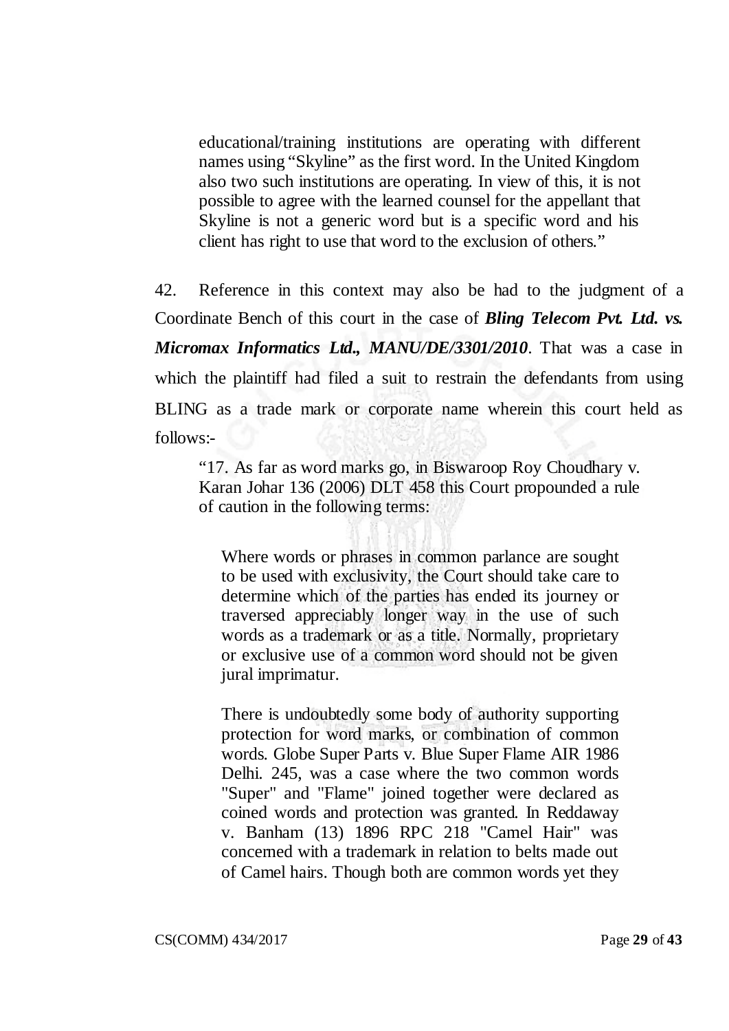> educational/training institutions are operating with different names using "Skyline" as the first word. In the United Kingdom also two such institutions are operating. In view of this, it is not possible to agree with the learned counsel for the appellant that Skyline is not a generic word but is a specific word and his client has right to use that word to the exclusion of others."

42. Reference in this context may also be had to the judgment of a Coordinate Bench of this court in the case of ***Bling Telecom Pvt. Ltd. vs. Micromax Informatics Ltd., MANU/DE/3301/2010***. That was a case in which the plaintiff had filed a suit to restrain the defendants from using BLING as a trade mark or corporate name wherein this court held as follows:-

> "17. As far as word marks go, in Biswaroop Roy Choudhary v. Karan Johar 136 (2006) DLT 458 this Court propounded a rule of caution in the following terms:
>
> > Where words or phrases in common parlance are sought to be used with exclusivity, the Court should take care to determine which of the parties has ended its journey or traversed appreciably longer way in the use of such words as a trademark or as a title. Normally, proprietary or exclusive use of a common word should not be given jural imprimatur.
> >
> > There is undoubtedly some body of authority supporting protection for word marks, or combination of common words. Globe Super Parts v. Blue Super Flame AIR 1986 Delhi. 245, was a case where the two common words "Super" and "Flame" joined together were declared as coined words and protection was granted. In Reddaway v. Banham (13) 1896 RPC 218 "Camel Hair" was concerned with a trademark in relation to belts made out of Camel hairs. Though both are common words yet they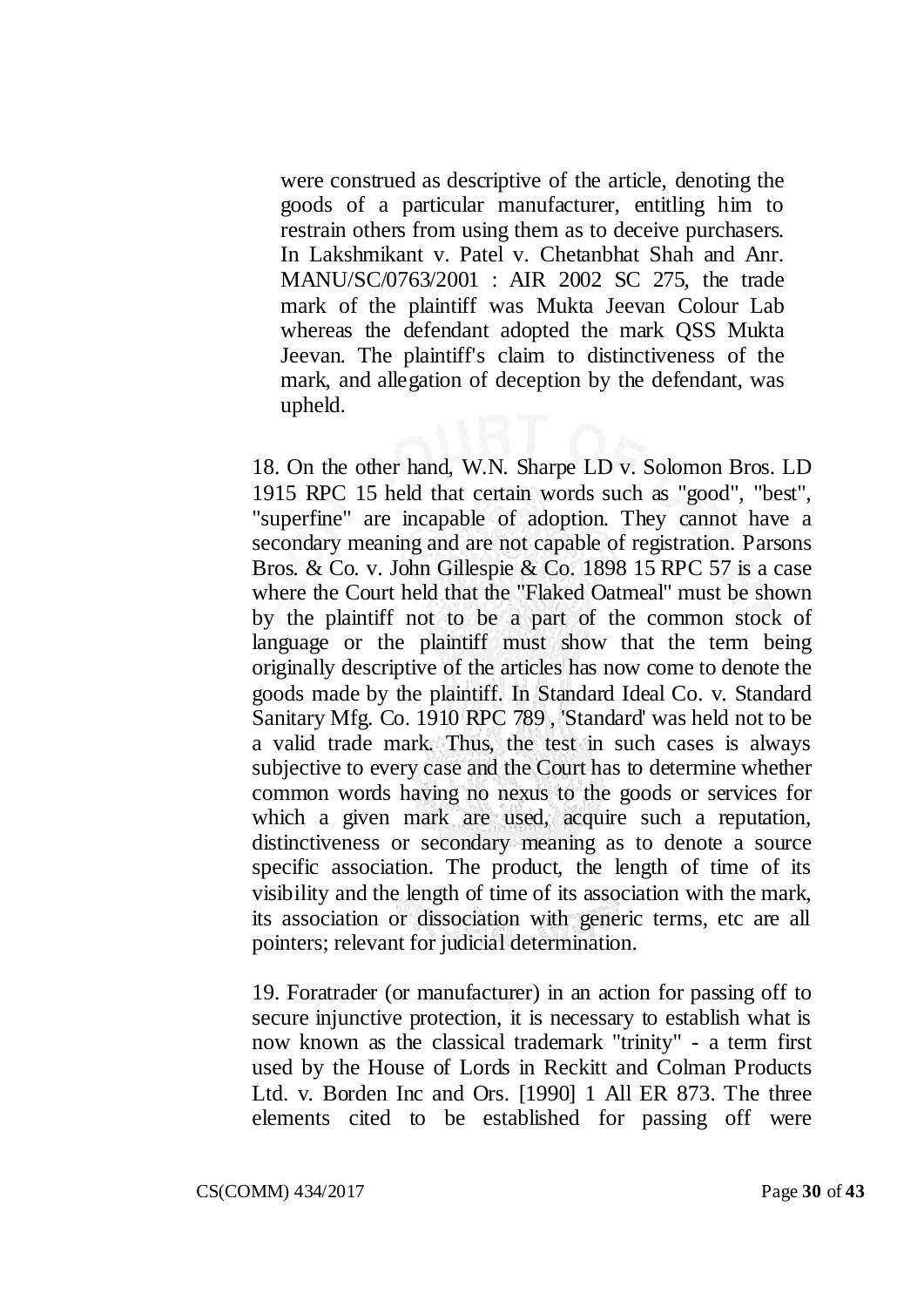> were construed as descriptive of the article, denoting the goods of a particular manufacturer, entitling him to restrain others from using them as to deceive purchasers. In Lakshmikant v. Patel v. Chetanbhat Shah and Anr. MANU/SC/0763/2001 : AIR 2002 SC 275, the trade mark of the plaintiff was Mukta Jeevan Colour Lab whereas the defendant adopted the mark QSS Mukta Jeevan. The plaintiff's claim to distinctiveness of the mark, and allegation of deception by the defendant, was upheld.

18. On the other hand, W.N. Sharpe LD v. Solomon Bros. LD 1915 RPC 15 held that certain words such as "good", "best", "superfine" are incapable of adoption. They cannot have a secondary meaning and are not capable of registration. Parsons Bros. & Co. v. John Gillespie & Co. 1898 15 RPC 57 is a case where the Court held that the "Flaked Oatmeal" must be shown by the plaintiff not to be a part of the common stock of language or the plaintiff must show that the term being originally descriptive of the articles has now come to denote the goods made by the plaintiff. In Standard Ideal Co. v. Standard Sanitary Mfg. Co. 1910 RPC 789 , 'Standard' was held not to be a valid trade mark. Thus, the test in such cases is always subjective to every case and the Court has to determine whether common words having no nexus to the goods or services for which a given mark are used, acquire such a reputation, distinctiveness or secondary meaning as to denote a source specific association. The product, the length of time of its visibility and the length of time of its association with the mark, its association or dissociation with generic terms, etc are all pointers; relevant for judicial determination.

19. Foratrader (or manufacturer) in an action for passing off to secure injunctive protection, it is necessary to establish what is now known as the classical trademark "trinity" - a term first used by the House of Lords in Reckitt and Colman Products Ltd. v. Borden Inc and Ors. [1990] 1 All ER 873. The three elements cited to be established for passing off were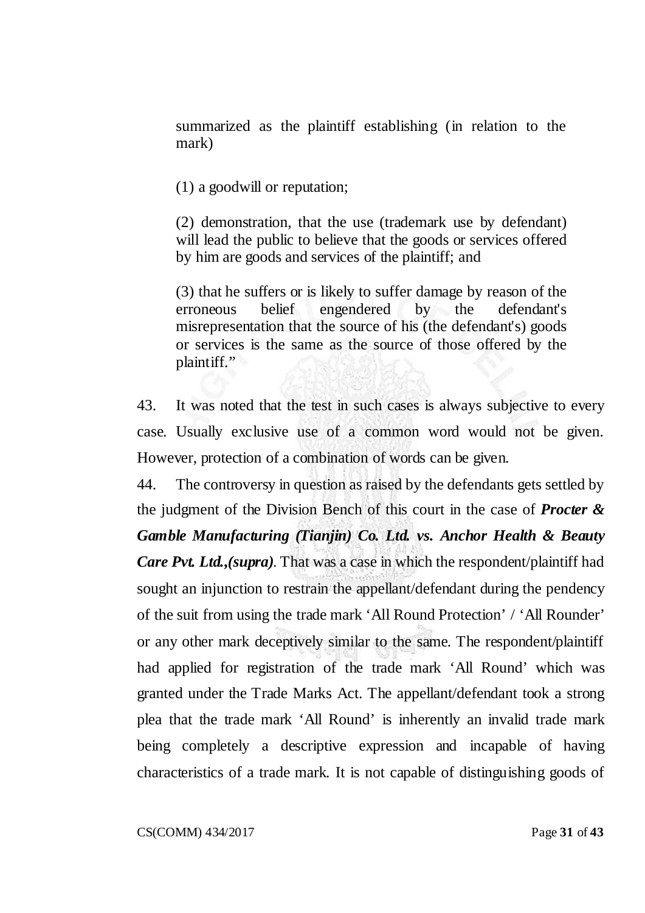> summarized as the plaintiff establishing (in relation to the mark)
>
> (1) a goodwill or reputation;
>
> (2) demonstration, that the use (trademark use by defendant) will lead the public to believe that the goods or services offered by him are goods and services of the plaintiff; and
>
> (3) that he suffers or is likely to suffer damage by reason of the erroneous belief engendered by the defendant's misrepresentation that the source of his (the defendant's) goods or services is the same as the source of those offered by the plaintiff."

43. It was noted that the test in such cases is always subjective to every case. Usually exclusive use of a common word would not be given. However, protection of a combination of words can be given.

44. The controversy in question as raised by the defendants gets settled by the judgment of the Division Bench of this court in the case of ***Procter & Gamble Manufacturing (Tianjin) Co. Ltd. vs. Anchor Health & Beauty Care Pvt. Ltd.,(supra)***. That was a case in which the respondent/plaintiff had sought an injunction to restrain the appellant/defendant during the pendency of the suit from using the trade mark 'All Round Protection' / 'All Rounder' or any other mark deceptively similar to the same. The respondent/plaintiff had applied for registration of the trade mark 'All Round' which was granted under the Trade Marks Act. The appellant/defendant took a strong plea that the trade mark 'All Round' is inherently an invalid trade mark being completely a descriptive expression and incapable of having characteristics of a trade mark. It is not capable of distinguishing goods of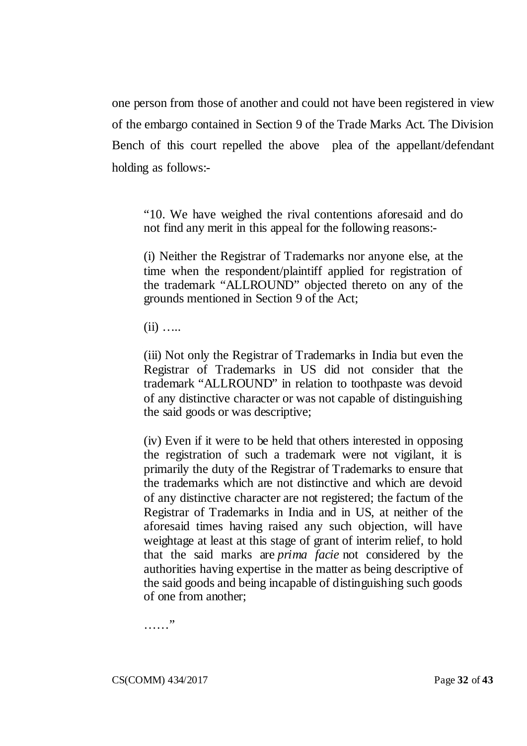one person from those of another and could not have been registered in view of the embargo contained in Section 9 of the Trade Marks Act. The Division Bench of this court repelled the above plea of the appellant/defendant holding as follows:-

> "10. We have weighed the rival contentions aforesaid and do not find any merit in this appeal for the following reasons:-
>
> (i) Neither the Registrar of Trademarks nor anyone else, at the time when the respondent/plaintiff applied for registration of the trademark "ALLROUND" objected thereto on any of the grounds mentioned in Section 9 of the Act;
>
> (ii) .....
>
> (iii) Not only the Registrar of Trademarks in India but even the Registrar of Trademarks in US did not consider that the trademark "ALLROUND" in relation to toothpaste was devoid of any distinctive character or was not capable of distinguishing the said goods or was descriptive;
>
> (iv) Even if it were to be held that others interested in opposing the registration of such a trademark were not vigilant, it is primarily the duty of the Registrar of Trademarks to ensure that the trademarks which are not distinctive and which are devoid of any distinctive character are not registered; the factum of the Registrar of Trademarks in India and in US, at neither of the aforesaid times having raised any such objection, will have weightage at least at this stage of grant of interim relief, to hold that the said marks are *prima facie* not considered by the authorities having expertise in the matter as being descriptive of the said goods and being incapable of distinguishing such goods of one from another;
>
> ......"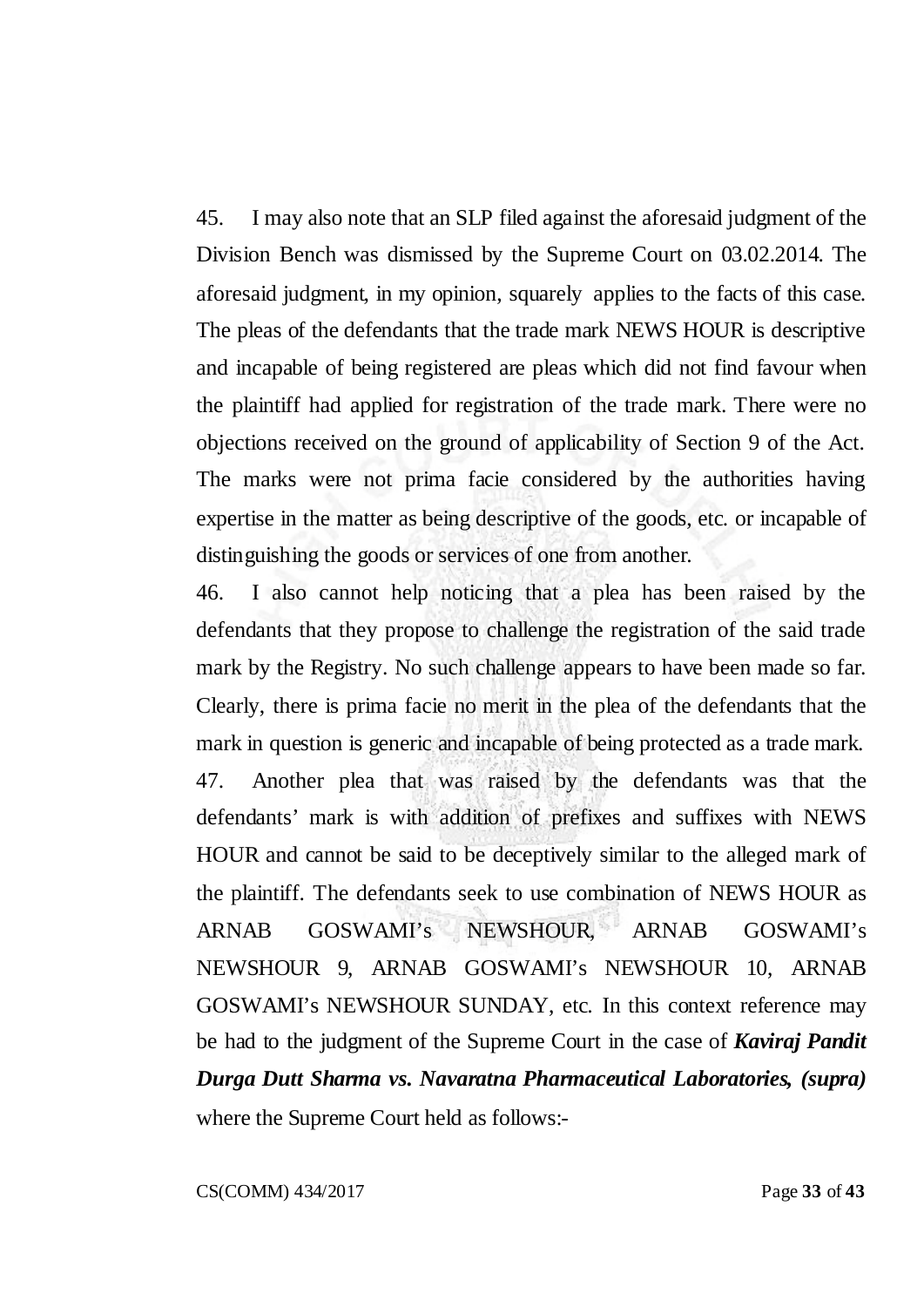45. I may also note that an SLP filed against the aforesaid judgment of the Division Bench was dismissed by the Supreme Court on 03.02.2014. The aforesaid judgment, in my opinion, squarely applies to the facts of this case. The pleas of the defendants that the trade mark NEWS HOUR is descriptive and incapable of being registered are pleas which did not find favour when the plaintiff had applied for registration of the trade mark. There were no objections received on the ground of applicability of Section 9 of the Act. The marks were not prima facie considered by the authorities having expertise in the matter as being descriptive of the goods, etc. or incapable of distinguishing the goods or services of one from another.

46. I also cannot help noticing that a plea has been raised by the defendants that they propose to challenge the registration of the said trade mark by the Registry. No such challenge appears to have been made so far. Clearly, there is prima facie no merit in the plea of the defendants that the mark in question is generic and incapable of being protected as a trade mark.

47. Another plea that was raised by the defendants was that the defendants' mark is with addition of prefixes and suffixes with NEWS HOUR and cannot be said to be deceptively similar to the alleged mark of the plaintiff. The defendants seek to use combination of NEWS HOUR as ARNAB GOSWAMI's NEWSHOUR, ARNAB GOSWAMI's NEWSHOUR 9, ARNAB GOSWAMI's NEWSHOUR 10, ARNAB GOSWAMI's NEWSHOUR SUNDAY, etc. In this context reference may be had to the judgment of the Supreme Court in the case of ***Kaviraj Pandit Durga Dutt Sharma vs. Navaratna Pharmaceutical Laboratories, (supra)*** where the Supreme Court held as follows:-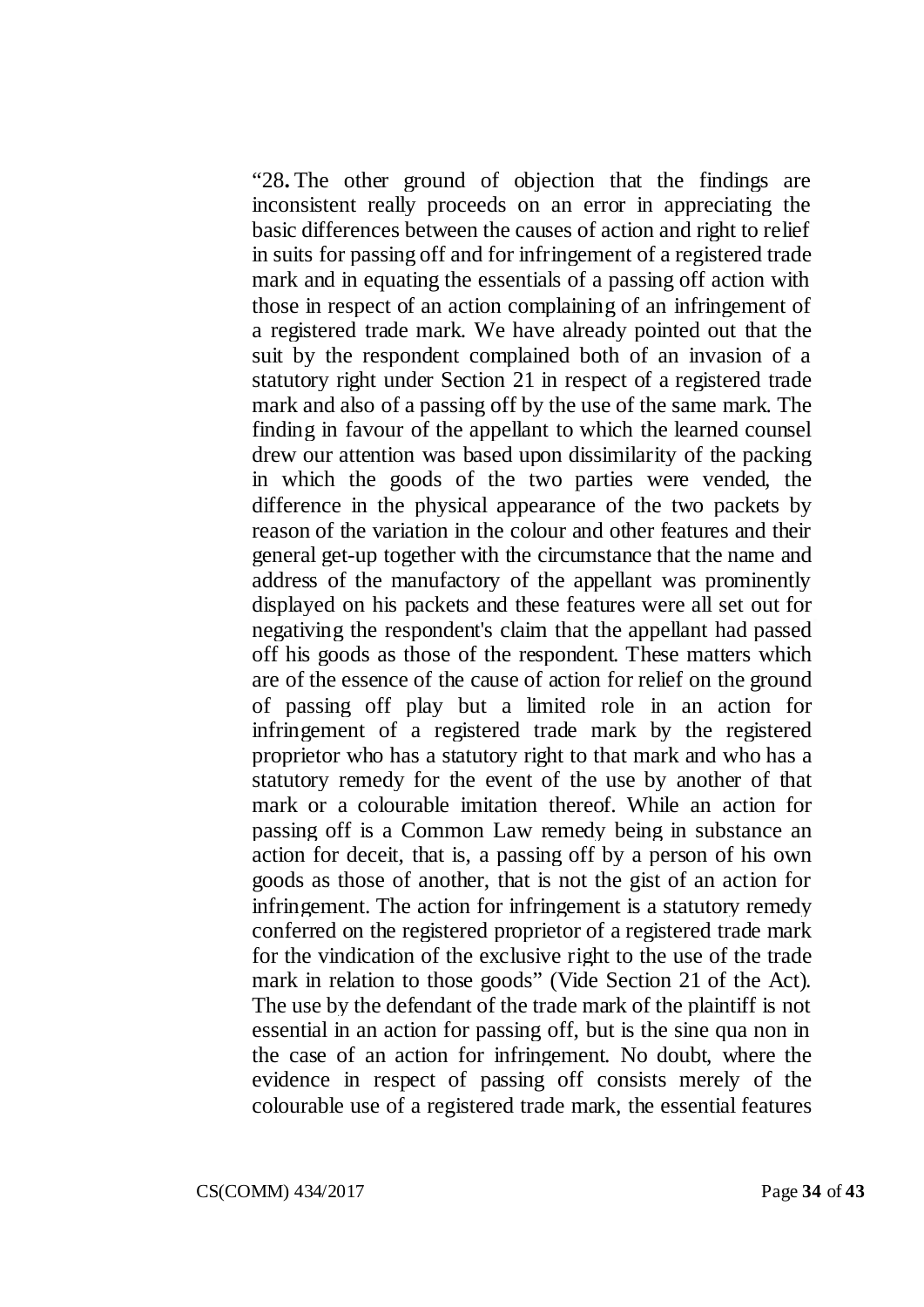"28. The other ground of objection that the findings are inconsistent really proceeds on an error in appreciating the basic differences between the causes of action and right to relief in suits for passing off and for infringement of a registered trade mark and in equating the essentials of a passing off action with those in respect of an action complaining of an infringement of a registered trade mark. We have already pointed out that the suit by the respondent complained both of an invasion of a statutory right under Section 21 in respect of a registered trade mark and also of a passing off by the use of the same mark. The finding in favour of the appellant to which the learned counsel drew our attention was based upon dissimilarity of the packing in which the goods of the two parties were vended, the difference in the physical appearance of the two packets by reason of the variation in the colour and other features and their general get-up together with the circumstance that the name and address of the manufactory of the appellant was prominently displayed on his packets and these features were all set out for negativing the respondent's claim that the appellant had passed off his goods as those of the respondent. These matters which are of the essence of the cause of action for relief on the ground of passing off play but a limited role in an action for infringement of a registered trade mark by the registered proprietor who has a statutory right to that mark and who has a statutory remedy for the event of the use by another of that mark or a colourable imitation thereof. While an action for passing off is a Common Law remedy being in substance an action for deceit, that is, a passing off by a person of his own goods as those of another, that is not the gist of an action for infringement. The action for infringement is a statutory remedy conferred on the registered proprietor of a registered trade mark for the vindication of the exclusive right to the use of the trade mark in relation to those goods" (Vide Section 21 of the Act). The use by the defendant of the trade mark of the plaintiff is not essential in an action for passing off, but is the sine qua non in the case of an action for infringement. No doubt, where the evidence in respect of passing off consists merely of the colourable use of a registered trade mark, the essential features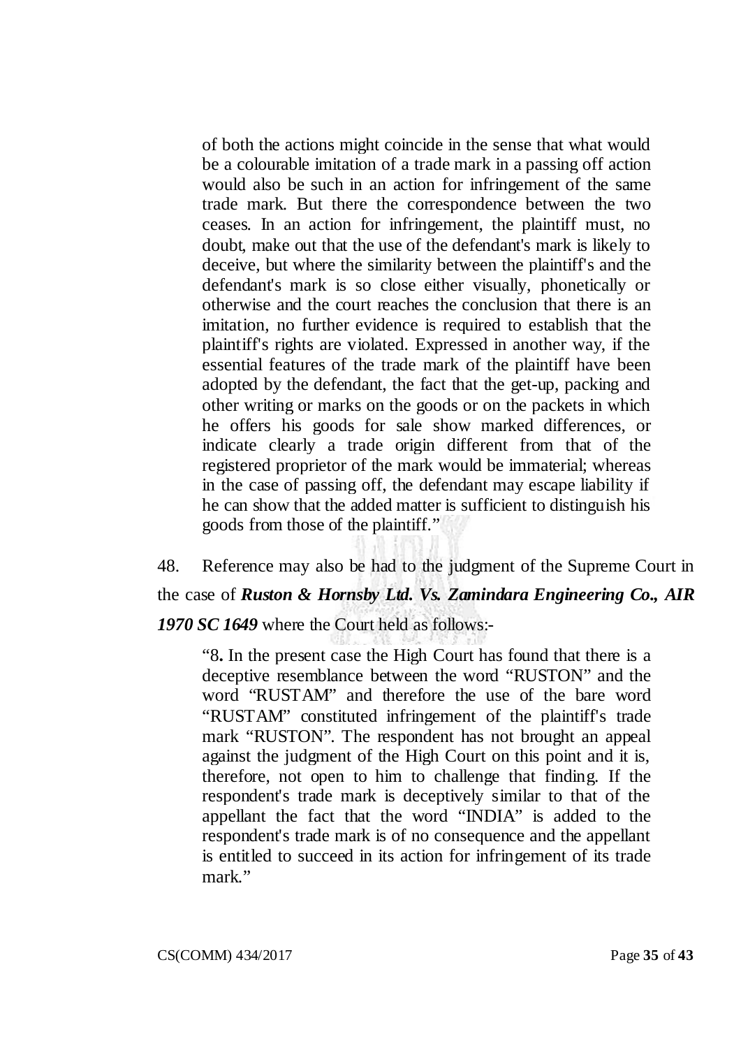> of both the actions might coincide in the sense that what would be a colourable imitation of a trade mark in a passing off action would also be such in an action for infringement of the same trade mark. But there the correspondence between the two ceases. In an action for infringement, the plaintiff must, no doubt, make out that the use of the defendant's mark is likely to deceive, but where the similarity between the plaintiff's and the defendant's mark is so close either visually, phonetically or otherwise and the court reaches the conclusion that there is an imitation, no further evidence is required to establish that the plaintiff's rights are violated. Expressed in another way, if the essential features of the trade mark of the plaintiff have been adopted by the defendant, the fact that the get-up, packing and other writing or marks on the goods or on the packets in which he offers his goods for sale show marked differences, or indicate clearly a trade origin different from that of the registered proprietor of the mark would be immaterial; whereas in the case of passing off, the defendant may escape liability if he can show that the added matter is sufficient to distinguish his goods from those of the plaintiff."

48. Reference may also be had to the judgment of the Supreme Court in the case of ***Ruston & Hornsby Ltd. Vs. Zamindara Engineering Co., AIR 1970 SC 1649*** where the Court held as follows:-

> "8**.** In the present case the High Court has found that there is a deceptive resemblance between the word "RUSTON" and the word "RUSTAM" and therefore the use of the bare word "RUSTAM" constituted infringement of the plaintiff's trade mark "RUSTON". The respondent has not brought an appeal against the judgment of the High Court on this point and it is, therefore, not open to him to challenge that finding. If the respondent's trade mark is deceptively similar to that of the appellant the fact that the word "INDIA" is added to the respondent's trade mark is of no consequence and the appellant is entitled to succeed in its action for infringement of its trade mark."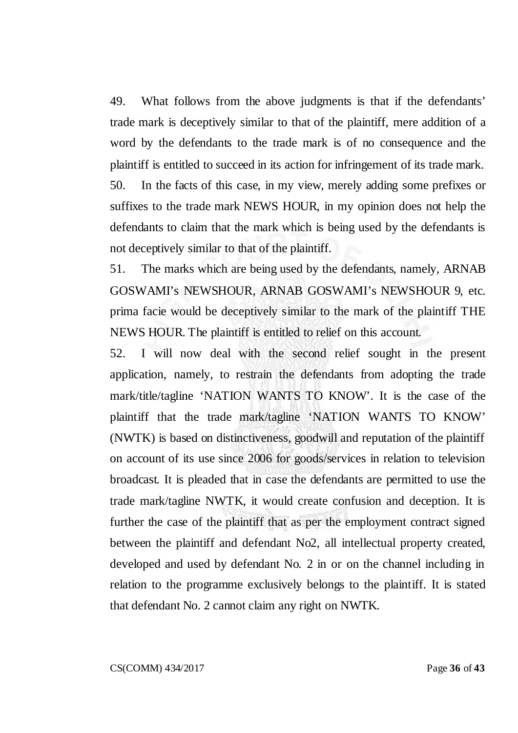49. What follows from the above judgments is that if the defendants' trade mark is deceptively similar to that of the plaintiff, mere addition of a word by the defendants to the trade mark is of no consequence and the plaintiff is entitled to succeed in its action for infringement of its trade mark.

50. In the facts of this case, in my view, merely adding some prefixes or suffixes to the trade mark NEWS HOUR, in my opinion does not help the defendants to claim that the mark which is being used by the defendants is not deceptively similar to that of the plaintiff.

51. The marks which are being used by the defendants, namely, ARNAB GOSWAMI's NEWSHOUR, ARNAB GOSWAMI's NEWSHOUR 9, etc. prima facie would be deceptively similar to the mark of the plaintiff THE NEWS HOUR. The plaintiff is entitled to relief on this account.

52. I will now deal with the second relief sought in the present application, namely, to restrain the defendants from adopting the trade mark/title/tagline 'NATION WANTS TO KNOW'. It is the case of the plaintiff that the trade mark/tagline 'NATION WANTS TO KNOW' (NWTK) is based on distinctiveness, goodwill and reputation of the plaintiff on account of its use since 2006 for goods/services in relation to television broadcast. It is pleaded that in case the defendants are permitted to use the trade mark/tagline NWTK, it would create confusion and deception. It is further the case of the plaintiff that as per the employment contract signed between the plaintiff and defendant No2, all intellectual property created, developed and used by defendant No. 2 in or on the channel including in relation to the programme exclusively belongs to the plaintiff. It is stated that defendant No. 2 cannot claim any right on NWTK.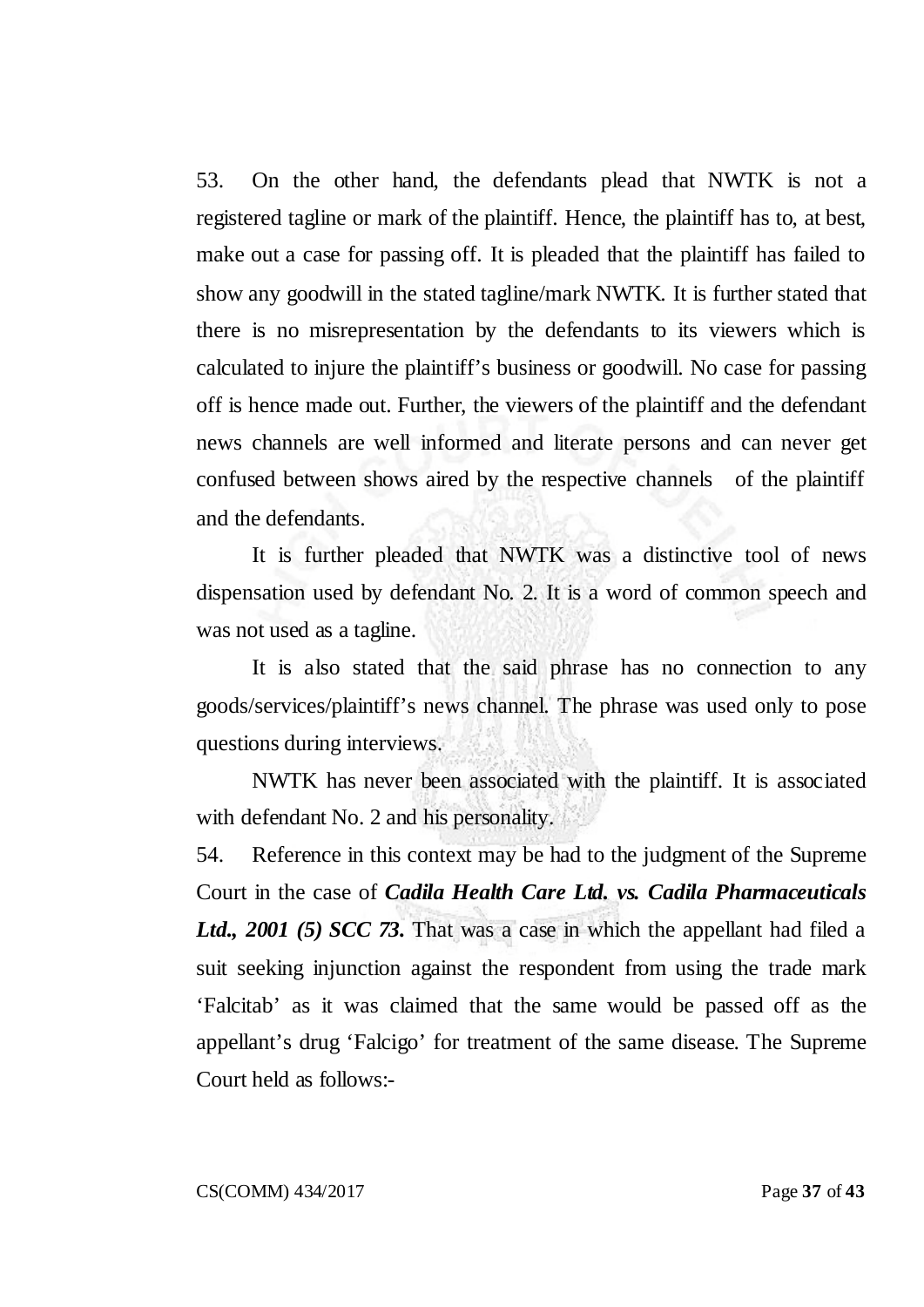53. On the other hand, the defendants plead that NWTK is not a registered tagline or mark of the plaintiff. Hence, the plaintiff has to, at best, make out a case for passing off. It is pleaded that the plaintiff has failed to show any goodwill in the stated tagline/mark NWTK. It is further stated that there is no misrepresentation by the defendants to its viewers which is calculated to injure the plaintiff's business or goodwill. No case for passing off is hence made out. Further, the viewers of the plaintiff and the defendant news channels are well informed and literate persons and can never get confused between shows aired by the respective channels of the plaintiff and the defendants.

It is further pleaded that NWTK was a distinctive tool of news dispensation used by defendant No. 2. It is a word of common speech and was not used as a tagline.

It is also stated that the said phrase has no connection to any goods/services/plaintiff's news channel. The phrase was used only to pose questions during interviews.

NWTK has never been associated with the plaintiff. It is associated with defendant No. 2 and his personality.

54. Reference in this context may be had to the judgment of the Supreme Court in the case of ***Cadila Health Care Ltd. vs. Cadila Pharmaceuticals Ltd., 2001 (5) SCC 73.*** That was a case in which the appellant had filed a suit seeking injunction against the respondent from using the trade mark 'Falcitab' as it was claimed that the same would be passed off as the appellant's drug 'Falcigo' for treatment of the same disease. The Supreme Court held as follows:-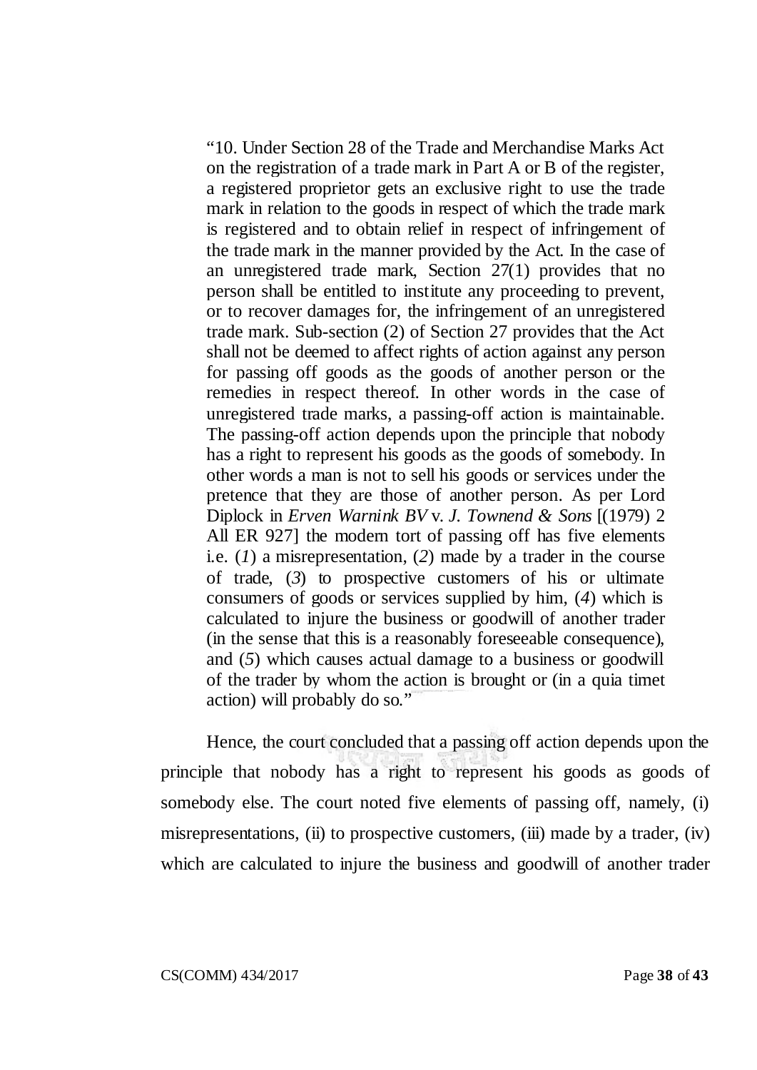> "10. Under Section 28 of the Trade and Merchandise Marks Act on the registration of a trade mark in Part A or B of the register, a registered proprietor gets an exclusive right to use the trade mark in relation to the goods in respect of which the trade mark is registered and to obtain relief in respect of infringement of the trade mark in the manner provided by the Act. In the case of an unregistered trade mark, Section 27(1) provides that no person shall be entitled to institute any proceeding to prevent, or to recover damages for, the infringement of an unregistered trade mark. Sub-section (2) of Section 27 provides that the Act shall not be deemed to affect rights of action against any person for passing off goods as the goods of another person or the remedies in respect thereof. In other words in the case of unregistered trade marks, a passing-off action is maintainable. The passing-off action depends upon the principle that nobody has a right to represent his goods as the goods of somebody. In other words a man is not to sell his goods or services under the pretence that they are those of another person. As per Lord Diplock in *Erven Warnink BV* v. *J. Townend & Sons* [(1979) 2 All ER 927] the modern tort of passing off has five elements i.e. (*1*) a misrepresentation, (*2*) made by a trader in the course of trade, (*3*) to prospective customers of his or ultimate consumers of goods or services supplied by him, (*4*) which is calculated to injure the business or goodwill of another trader (in the sense that this is a reasonably foreseeable consequence), and (*5*) which causes actual damage to a business or goodwill of the trader by whom the action is brought or (in a quia timet action) will probably do so."

Hence, the court concluded that a passing off action depends upon the principle that nobody has a right to represent his goods as goods of somebody else. The court noted five elements of passing off, namely, (i) misrepresentations, (ii) to prospective customers, (iii) made by a trader, (iv) which are calculated to injure the business and goodwill of another trader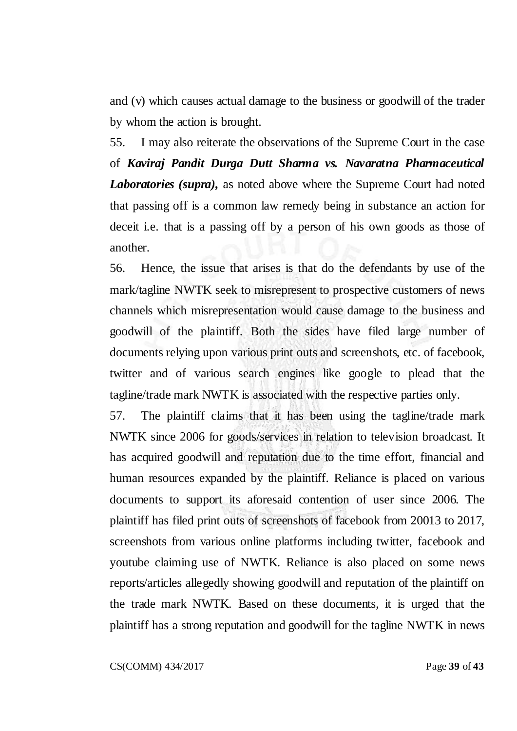and (v) which causes actual damage to the business or goodwill of the trader by whom the action is brought.

55. I may also reiterate the observations of the Supreme Court in the case of ***Kaviraj Pandit Durga Dutt Sharma vs. Navaratna Pharmaceutical Laboratories (supra),*** as noted above where the Supreme Court had noted that passing off is a common law remedy being in substance an action for deceit i.e. that is a passing off by a person of his own goods as those of another.

56. Hence, the issue that arises is that do the defendants by use of the mark/tagline NWTK seek to misrepresent to prospective customers of news channels which misrepresentation would cause damage to the business and goodwill of the plaintiff. Both the sides have filed large number of documents relying upon various print outs and screenshots, etc. of facebook, twitter and of various search engines like google to plead that the tagline/trade mark NWTK is associated with the respective parties only.

57. The plaintiff claims that it has been using the tagline/trade mark NWTK since 2006 for goods/services in relation to television broadcast. It has acquired goodwill and reputation due to the time effort, financial and human resources expanded by the plaintiff. Reliance is placed on various documents to support its aforesaid contention of user since 2006. The plaintiff has filed print outs of screenshots of facebook from 20013 to 2017, screenshots from various online platforms including twitter, facebook and youtube claiming use of NWTK. Reliance is also placed on some news reports/articles allegedly showing goodwill and reputation of the plaintiff on the trade mark NWTK. Based on these documents, it is urged that the plaintiff has a strong reputation and goodwill for the tagline NWTK in news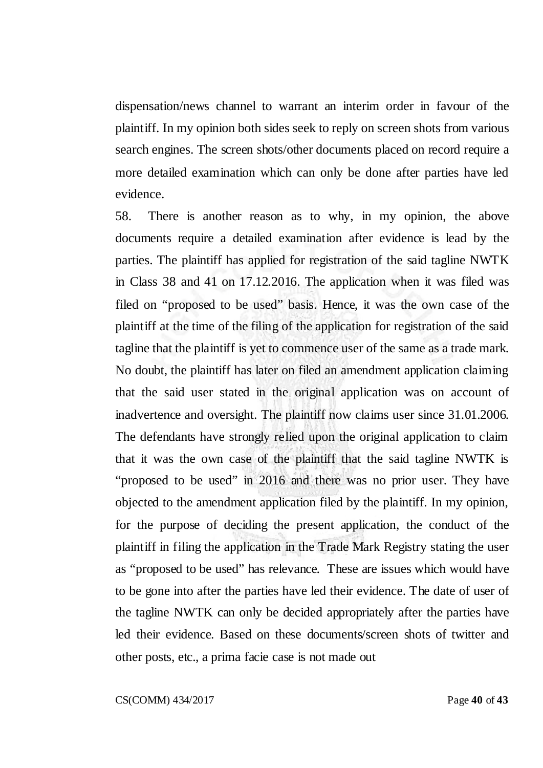dispensation/news channel to warrant an interim order in favour of the plaintiff. In my opinion both sides seek to reply on screen shots from various search engines. The screen shots/other documents placed on record require a more detailed examination which can only be done after parties have led evidence.

58. There is another reason as to why, in my opinion, the above documents require a detailed examination after evidence is lead by the parties. The plaintiff has applied for registration of the said tagline NWTK in Class 38 and 41 on 17.12.2016. The application when it was filed was filed on "proposed to be used" basis. Hence, it was the own case of the plaintiff at the time of the filing of the application for registration of the said tagline that the plaintiff is yet to commence user of the same as a trade mark. No doubt, the plaintiff has later on filed an amendment application claiming that the said user stated in the original application was on account of inadvertence and oversight. The plaintiff now claims user since 31.01.2006. The defendants have strongly relied upon the original application to claim that it was the own case of the plaintiff that the said tagline NWTK is "proposed to be used" in 2016 and there was no prior user. They have objected to the amendment application filed by the plaintiff. In my opinion, for the purpose of deciding the present application, the conduct of the plaintiff in filing the application in the Trade Mark Registry stating the user as "proposed to be used" has relevance. These are issues which would have to be gone into after the parties have led their evidence. The date of user of the tagline NWTK can only be decided appropriately after the parties have led their evidence. Based on these documents/screen shots of twitter and other posts, etc., a prima facie case is not made out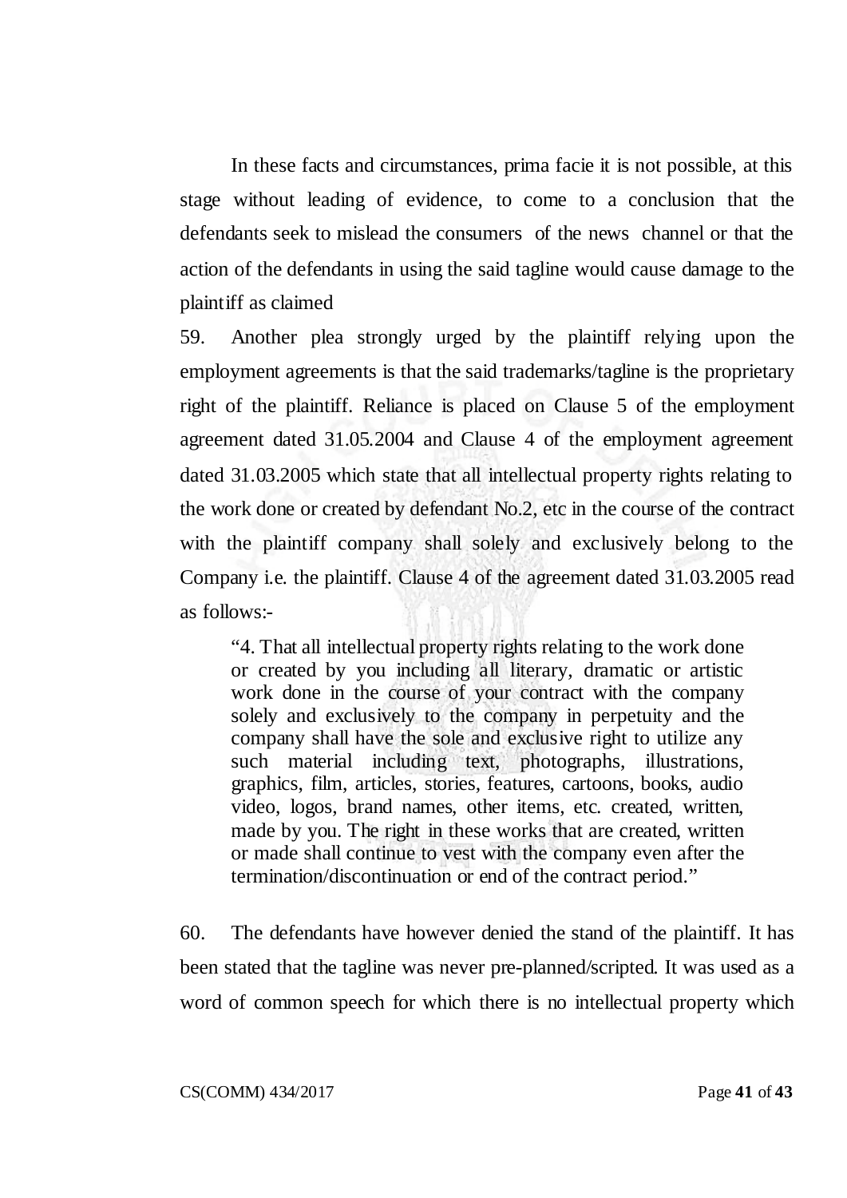In these facts and circumstances, prima facie it is not possible, at this stage without leading of evidence, to come to a conclusion that the defendants seek to mislead the consumers of the news channel or that the action of the defendants in using the said tagline would cause damage to the plaintiff as claimed

59. Another plea strongly urged by the plaintiff relying upon the employment agreements is that the said trademarks/tagline is the proprietary right of the plaintiff. Reliance is placed on Clause 5 of the employment agreement dated 31.05.2004 and Clause 4 of the employment agreement dated 31.03.2005 which state that all intellectual property rights relating to the work done or created by defendant No.2, etc in the course of the contract with the plaintiff company shall solely and exclusively belong to the Company i.e. the plaintiff. Clause 4 of the agreement dated 31.03.2005 read as follows:-

> "4. That all intellectual property rights relating to the work done or created by you including all literary, dramatic or artistic work done in the course of your contract with the company solely and exclusively to the company in perpetuity and the company shall have the sole and exclusive right to utilize any such material including text, photographs, illustrations, graphics, film, articles, stories, features, cartoons, books, audio video, logos, brand names, other items, etc. created, written, made by you. The right in these works that are created, written or made shall continue to vest with the company even after the termination/discontinuation or end of the contract period."

60. The defendants have however denied the stand of the plaintiff. It has been stated that the tagline was never pre-planned/scripted. It was used as a word of common speech for which there is no intellectual property which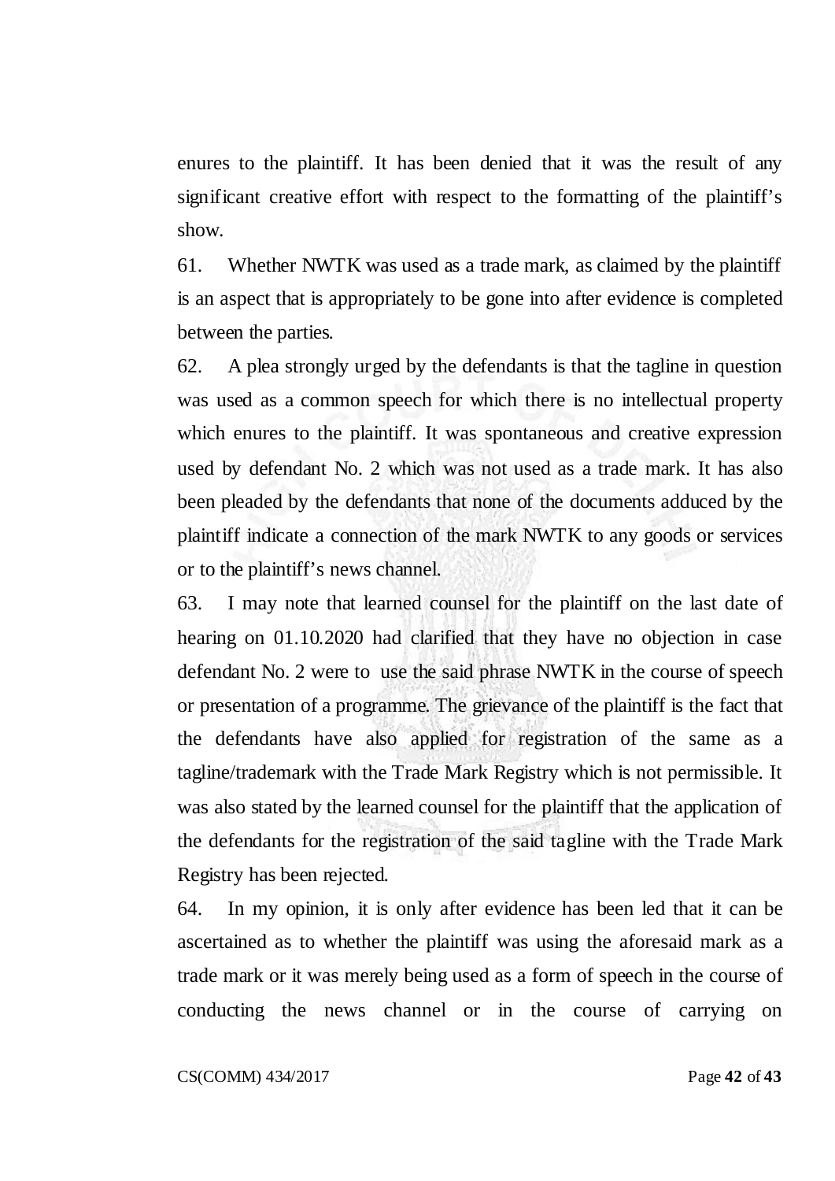enures to the plaintiff. It has been denied that it was the result of any significant creative effort with respect to the formatting of the plaintiff's show.

61. Whether NWTK was used as a trade mark, as claimed by the plaintiff is an aspect that is appropriately to be gone into after evidence is completed between the parties.

62. A plea strongly urged by the defendants is that the tagline in question was used as a common speech for which there is no intellectual property which enures to the plaintiff. It was spontaneous and creative expression used by defendant No. 2 which was not used as a trade mark. It has also been pleaded by the defendants that none of the documents adduced by the plaintiff indicate a connection of the mark NWTK to any goods or services or to the plaintiff's news channel.

63. I may note that learned counsel for the plaintiff on the last date of hearing on 01.10.2020 had clarified that they have no objection in case defendant No. 2 were to use the said phrase NWTK in the course of speech or presentation of a programme. The grievance of the plaintiff is the fact that the defendants have also applied for registration of the same as a tagline/trademark with the Trade Mark Registry which is not permissible. It was also stated by the learned counsel for the plaintiff that the application of the defendants for the registration of the said tagline with the Trade Mark Registry has been rejected.

64. In my opinion, it is only after evidence has been led that it can be ascertained as to whether the plaintiff was using the aforesaid mark as a trade mark or it was merely being used as a form of speech in the course of conducting the news channel or in the course of carrying on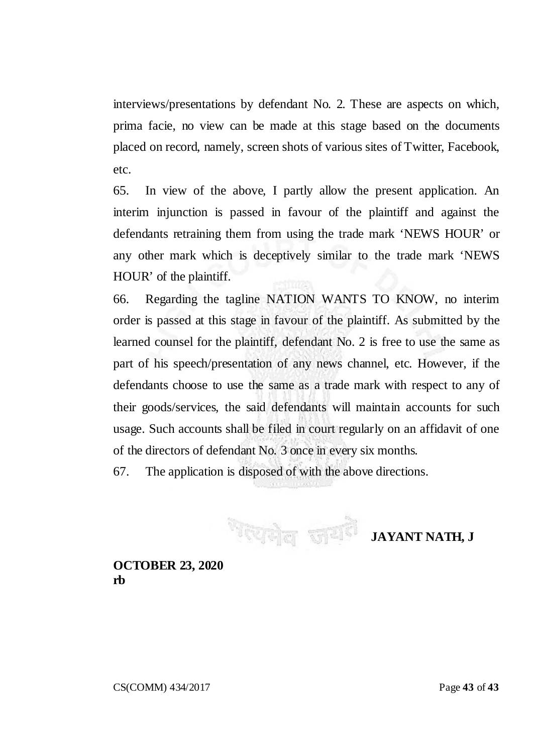interviews/presentations by defendant No. 2. These are aspects on which, prima facie, no view can be made at this stage based on the documents placed on record, namely, screen shots of various sites of Twitter, Facebook, etc.

65. In view of the above, I partly allow the present application. An interim injunction is passed in favour of the plaintiff and against the defendants retraining them from using the trade mark 'NEWS HOUR' or any other mark which is deceptively similar to the trade mark 'NEWS HOUR' of the plaintiff.

66. Regarding the tagline NATION WANTS TO KNOW, no interim order is passed at this stage in favour of the plaintiff. As submitted by the learned counsel for the plaintiff, defendant No. 2 is free to use the same as part of his speech/presentation of any news channel, etc. However, if the defendants choose to use the same as a trade mark with respect to any of their goods/services, the said defendants will maintain accounts for such usage. Such accounts shall be filed in court regularly on an affidavit of one of the directors of defendant No. 3 once in every six months.

67. The application is disposed of with the above directions.

**JAYANT NATH, J**

**OCTOBER 23, 2020**
**rb**